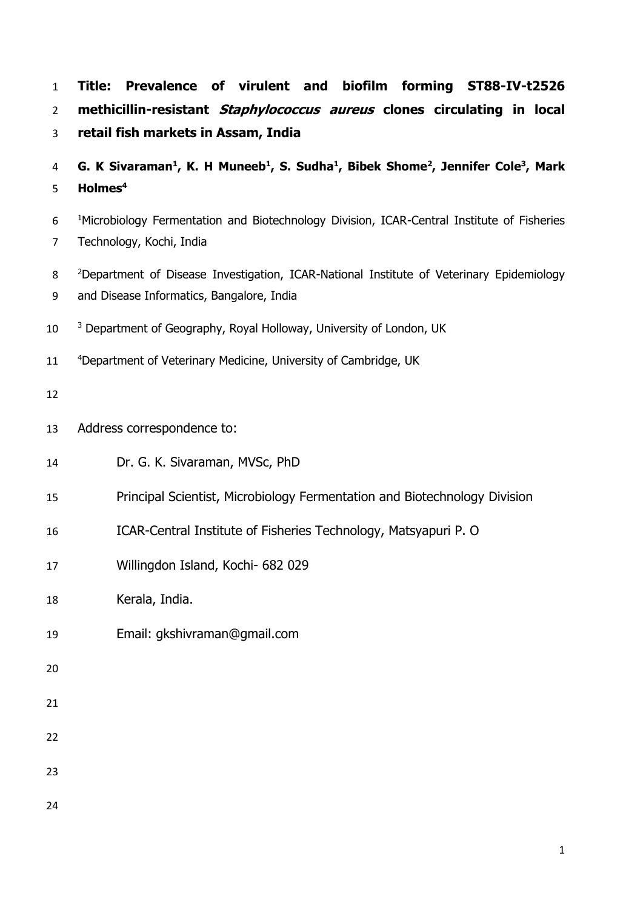# Title: Prevalence of virulent and biofilm forming ST88-IV-t2526 methicillin-resistant *Staphylococcus aureus* clones circulating in local retail fish markets in Assam, India

**G. K Sivaraman[1], K. H Muneeb[1], S. Sudha[1], Bibek Shome[2], Jennifer Cole[3], Mark Holmes[4]**

[1]Microbiology Fermentation and Biotechnology Division, ICAR-Central Institute of Fisheries Technology, Kochi, India

[2]Department of Disease Investigation, ICAR-National Institute of Veterinary Epidemiology and Disease Informatics, Bangalore, India

[3] Department of Geography, Royal Holloway, University of London, UK

[4]Department of Veterinary Medicine, University of Cambridge, UK

Address correspondence to:

Dr. G. K. Sivaraman, MVSc, PhD

Principal Scientist, Microbiology Fermentation and Biotechnology Division

ICAR-Central Institute of Fisheries Technology, Matsyapuri P. O

Willingdon Island, Kochi- 682 029

Kerala, India.

Email: gkshivraman@gmail.com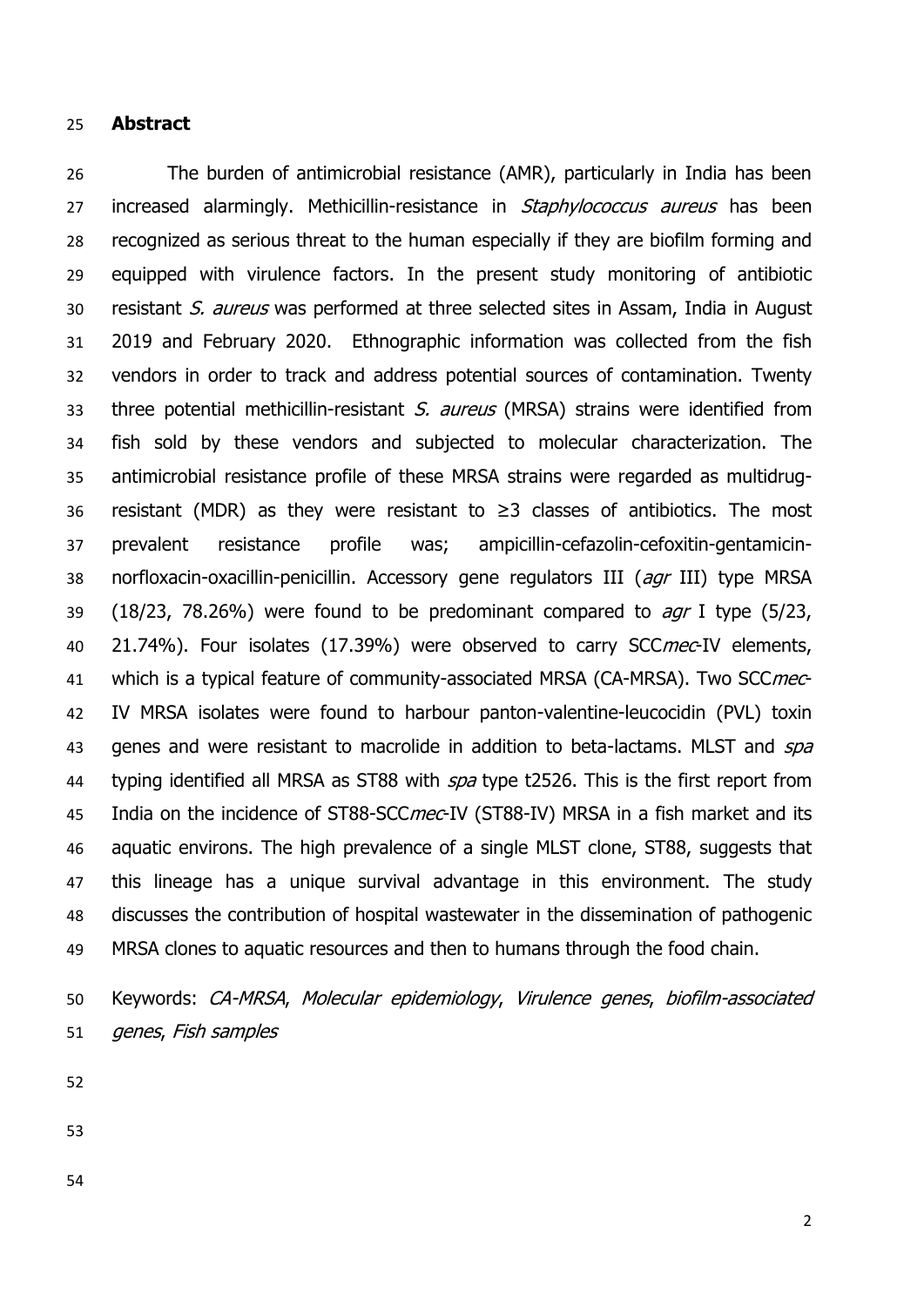## Abstract

The burden of antimicrobial resistance (AMR), particularly in India has been increased alarmingly. Methicillin-resistance in *Staphylococcus aureus* has been recognized as serious threat to the human especially if they are biofilm forming and equipped with virulence factors. In the present study monitoring of antibiotic resistant *S. aureus* was performed at three selected sites in Assam, India in August 2019 and February 2020. Ethnographic information was collected from the fish vendors in order to track and address potential sources of contamination. Twenty three potential methicillin-resistant *S. aureus* (MRSA) strains were identified from fish sold by these vendors and subjected to molecular characterization. The antimicrobial resistance profile of these MRSA strains were regarded as multidrug-resistant (MDR) as they were resistant to ≥3 classes of antibiotics. The most prevalent resistance profile was; ampicillin-cefazolin-cefoxitin-gentamicin-norfloxacin-oxacillin-penicillin. Accessory gene regulators III (*agr* III) type MRSA (18/23, 78.26%) were found to be predominant compared to *agr* I type (5/23, 21.74%). Four isolates (17.39%) were observed to carry SCC*mec*-IV elements, which is a typical feature of community-associated MRSA (CA-MRSA). Two SCC*mec*-IV MRSA isolates were found to harbour panton-valentine-leucocidin (PVL) toxin genes and were resistant to macrolide in addition to beta-lactams. MLST and *spa* typing identified all MRSA as ST88 with *spa* type t2526. This is the first report from India on the incidence of ST88-SCC*mec*-IV (ST88-IV) MRSA in a fish market and its aquatic environs. The high prevalence of a single MLST clone, ST88, suggests that this lineage has a unique survival advantage in this environment. The study discusses the contribution of hospital wastewater in the dissemination of pathogenic MRSA clones to aquatic resources and then to humans through the food chain.

Keywords: *CA-MRSA*, *Molecular epidemiology*, *Virulence genes*, *biofilm-associated genes*, *Fish samples*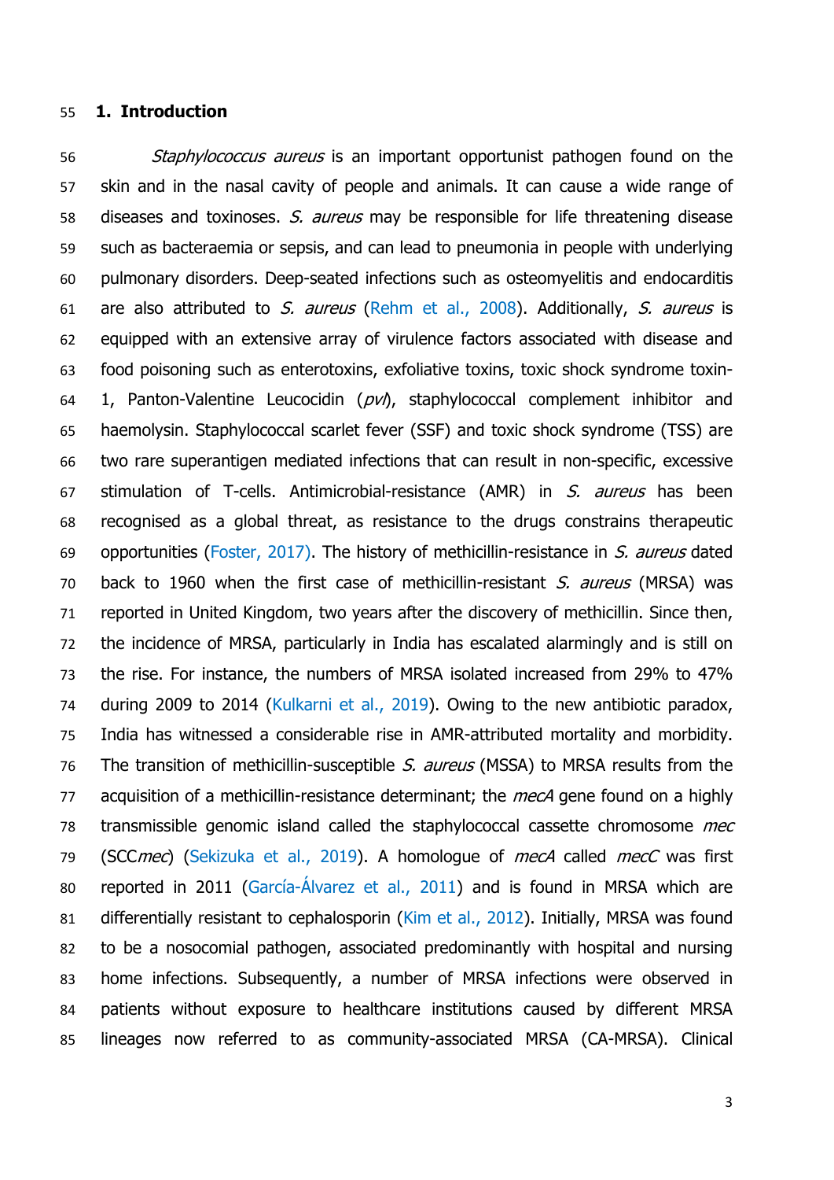## 1. Introduction

*Staphylococcus aureus* is an important opportunist pathogen found on the skin and in the nasal cavity of people and animals. It can cause a wide range of diseases and toxinoses. *S. aureus* may be responsible for life threatening disease such as bacteraemia or sepsis, and can lead to pneumonia in people with underlying pulmonary disorders. Deep-seated infections such as osteomyelitis and endocarditis are also attributed to *S. aureus* (Rehm et al., 2008). Additionally, *S. aureus* is equipped with an extensive array of virulence factors associated with disease and food poisoning such as enterotoxins, exfoliative toxins, toxic shock syndrome toxin-1, Panton-Valentine Leucocidin (*pvl*), staphylococcal complement inhibitor and haemolysin. Staphylococcal scarlet fever (SSF) and toxic shock syndrome (TSS) are two rare superantigen mediated infections that can result in non-specific, excessive stimulation of T-cells. Antimicrobial-resistance (AMR) in *S. aureus* has been recognised as a global threat, as resistance to the drugs constrains therapeutic opportunities (Foster, 2017). The history of methicillin-resistance in *S. aureus* dated back to 1960 when the first case of methicillin-resistant *S. aureus* (MRSA) was reported in United Kingdom, two years after the discovery of methicillin. Since then, the incidence of MRSA, particularly in India has escalated alarmingly and is still on the rise. For instance, the numbers of MRSA isolated increased from 29% to 47% during 2009 to 2014 (Kulkarni et al., 2019). Owing to the new antibiotic paradox, India has witnessed a considerable rise in AMR-attributed mortality and morbidity. The transition of methicillin-susceptible *S. aureus* (MSSA) to MRSA results from the acquisition of a methicillin-resistance determinant; the *mecA* gene found on a highly transmissible genomic island called the staphylococcal cassette chromosome *mec* (SCC*mec*) (Sekizuka et al., 2019). A homologue of *mecA* called *mecC* was first reported in 2011 (García-Álvarez et al., 2011) and is found in MRSA which are differentially resistant to cephalosporin (Kim et al., 2012). Initially, MRSA was found to be a nosocomial pathogen, associated predominantly with hospital and nursing home infections. Subsequently, a number of MRSA infections were observed in patients without exposure to healthcare institutions caused by different MRSA lineages now referred to as community-associated MRSA (CA-MRSA). Clinical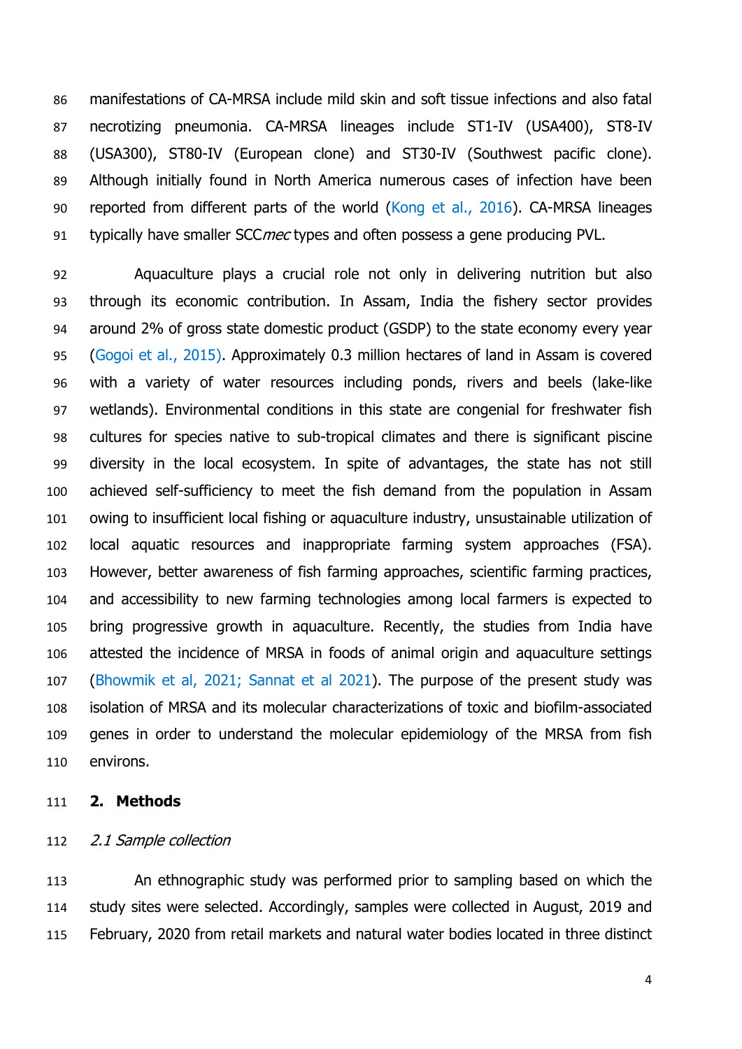manifestations of CA-MRSA include mild skin and soft tissue infections and also fatal necrotizing pneumonia. CA-MRSA lineages include ST1-IV (USA400), ST8-IV (USA300), ST80-IV (European clone) and ST30-IV (Southwest pacific clone). Although initially found in North America numerous cases of infection have been reported from different parts of the world (Kong et al., 2016). CA-MRSA lineages typically have smaller SCC*mec* types and often possess a gene producing PVL.

Aquaculture plays a crucial role not only in delivering nutrition but also through its economic contribution. In Assam, India the fishery sector provides around 2% of gross state domestic product (GSDP) to the state economy every year (Gogoi et al., 2015). Approximately 0.3 million hectares of land in Assam is covered with a variety of water resources including ponds, rivers and beels (lake-like wetlands). Environmental conditions in this state are congenial for freshwater fish cultures for species native to sub-tropical climates and there is significant piscine diversity in the local ecosystem. In spite of advantages, the state has not still achieved self-sufficiency to meet the fish demand from the population in Assam owing to insufficient local fishing or aquaculture industry, unsustainable utilization of local aquatic resources and inappropriate farming system approaches (FSA). However, better awareness of fish farming approaches, scientific farming practices, and accessibility to new farming technologies among local farmers is expected to bring progressive growth in aquaculture. Recently, the studies from India have attested the incidence of MRSA in foods of animal origin and aquaculture settings (Bhowmik et al, 2021; Sannat et al 2021). The purpose of the present study was isolation of MRSA and its molecular characterizations of toxic and biofilm-associated genes in order to understand the molecular epidemiology of the MRSA from fish environs.

## 2. Methods

### *2.1 Sample collection*

An ethnographic study was performed prior to sampling based on which the study sites were selected. Accordingly, samples were collected in August, 2019 and February, 2020 from retail markets and natural water bodies located in three distinct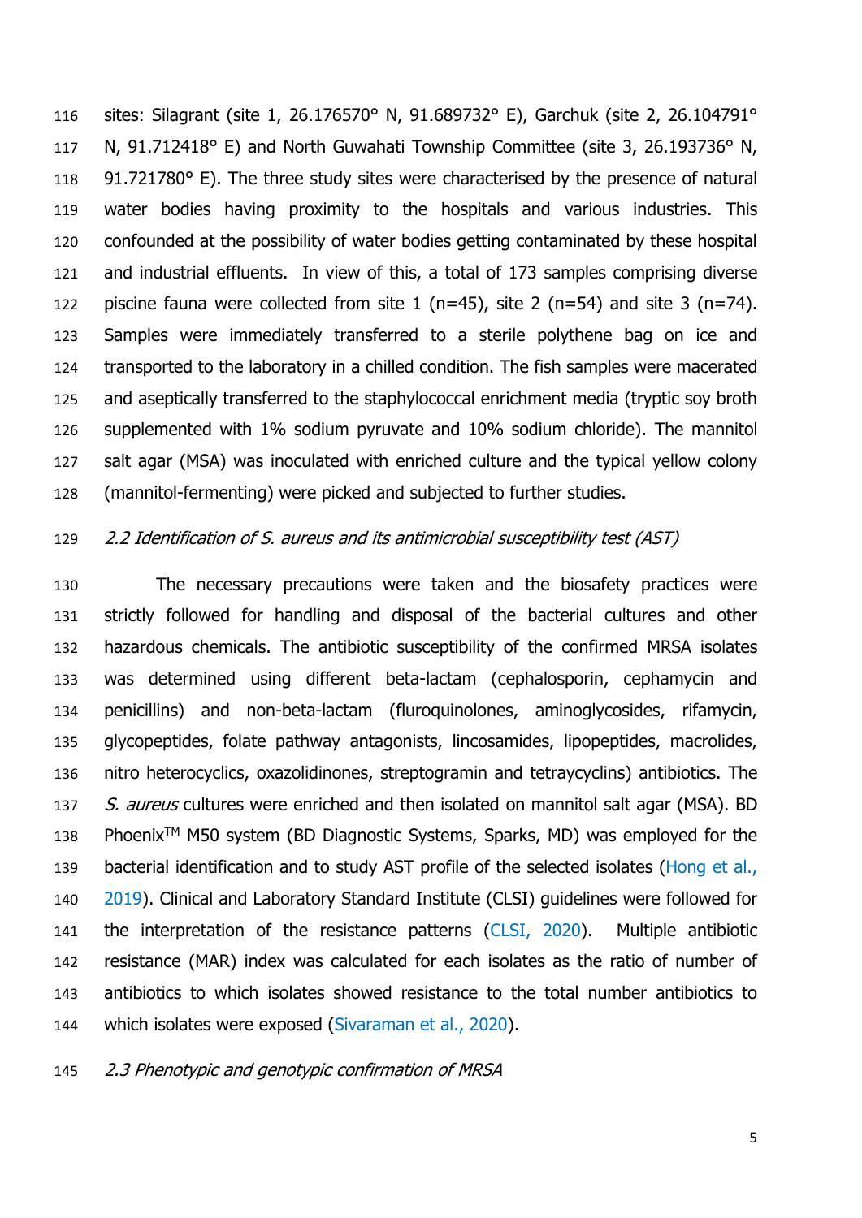sites: Silagrant (site 1, 26.176570° N, 91.689732° E), Garchuk (site 2, 26.104791° N, 91.712418° E) and North Guwahati Township Committee (site 3, 26.193736° N, 91.721780° E). The three study sites were characterised by the presence of natural water bodies having proximity to the hospitals and various industries. This confounded at the possibility of water bodies getting contaminated by these hospital and industrial effluents. In view of this, a total of 173 samples comprising diverse piscine fauna were collected from site 1 (n=45), site 2 (n=54) and site 3 (n=74). Samples were immediately transferred to a sterile polythene bag on ice and transported to the laboratory in a chilled condition. The fish samples were macerated and aseptically transferred to the staphylococcal enrichment media (tryptic soy broth supplemented with 1% sodium pyruvate and 10% sodium chloride). The mannitol salt agar (MSA) was inoculated with enriched culture and the typical yellow colony (mannitol-fermenting) were picked and subjected to further studies.

### *2.2 Identification of S. aureus and its antimicrobial susceptibility test (AST)*

The necessary precautions were taken and the biosafety practices were strictly followed for handling and disposal of the bacterial cultures and other hazardous chemicals. The antibiotic susceptibility of the confirmed MRSA isolates was determined using different beta-lactam (cephalosporin, cephamycin and penicillins) and non-beta-lactam (fluroquinolones, aminoglycosides, rifamycin, glycopeptides, folate pathway antagonists, lincosamides, lipopeptides, macrolides, nitro heterocyclics, oxazolidinones, streptogramin and tetraycyclins) antibiotics. The *S. aureus* cultures were enriched and then isolated on mannitol salt agar (MSA). BD Phoenix™ M50 system (BD Diagnostic Systems, Sparks, MD) was employed for the bacterial identification and to study AST profile of the selected isolates (Hong et al., 2019). Clinical and Laboratory Standard Institute (CLSI) guidelines were followed for the interpretation of the resistance patterns (CLSI, 2020). Multiple antibiotic resistance (MAR) index was calculated for each isolates as the ratio of number of antibiotics to which isolates showed resistance to the total number antibiotics to which isolates were exposed (Sivaraman et al., 2020).

### *2.3 Phenotypic and genotypic confirmation of MRSA*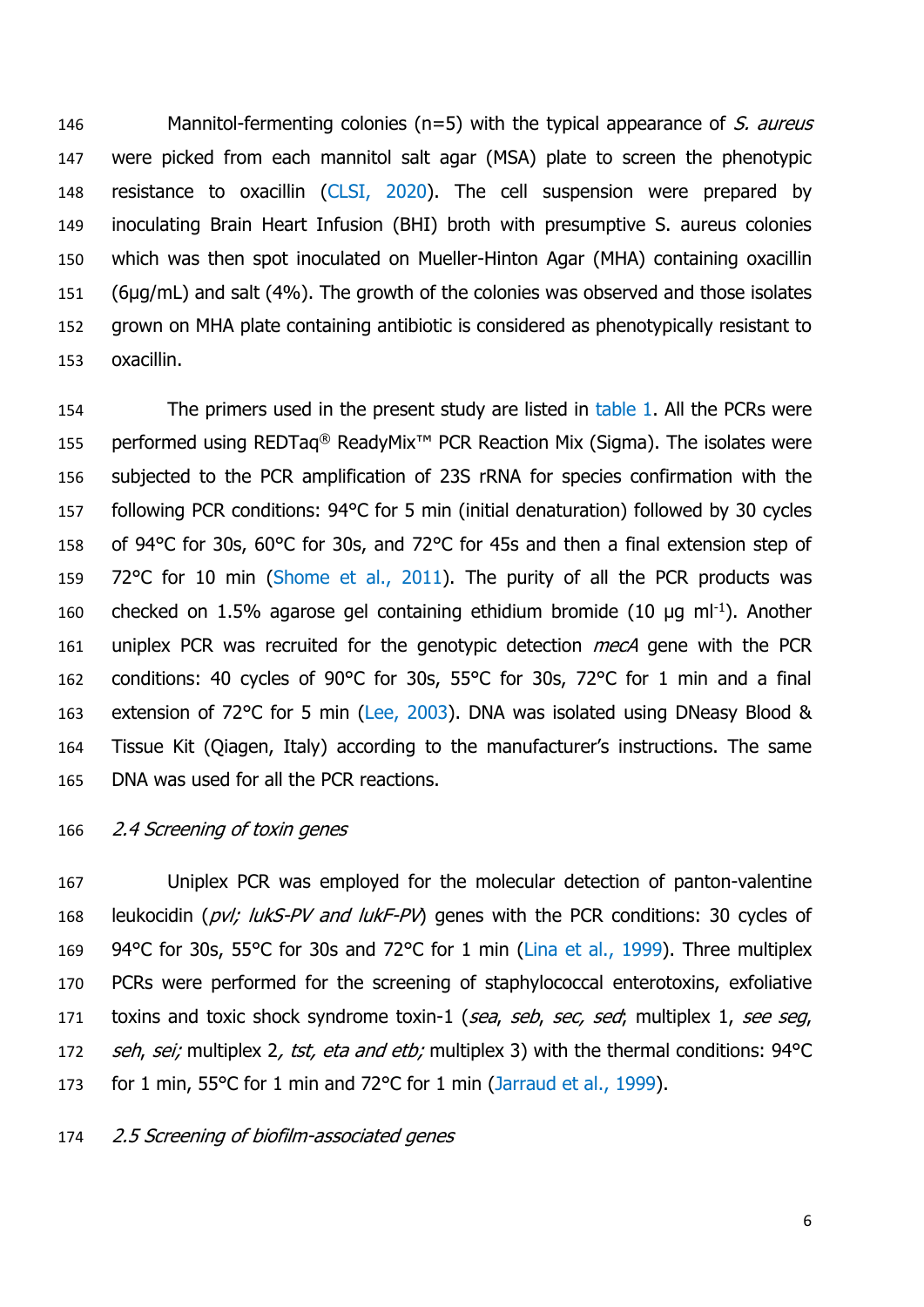Mannitol-fermenting colonies (n=5) with the typical appearance of *S. aureus* were picked from each mannitol salt agar (MSA) plate to screen the phenotypic resistance to oxacillin (CLSI, 2020). The cell suspension were prepared by inoculating Brain Heart Infusion (BHI) broth with presumptive S. aureus colonies which was then spot inoculated on Mueller-Hinton Agar (MHA) containing oxacillin (6μg/mL) and salt (4%). The growth of the colonies was observed and those isolates grown on MHA plate containing antibiotic is considered as phenotypically resistant to oxacillin.

The primers used in the present study are listed in table 1. All the PCRs were performed using REDTaq® ReadyMix™ PCR Reaction Mix (Sigma). The isolates were subjected to the PCR amplification of 23S rRNA for species confirmation with the following PCR conditions: 94°C for 5 min (initial denaturation) followed by 30 cycles of 94°C for 30s, 60°C for 30s, and 72°C for 45s and then a final extension step of 72°C for 10 min (Shome et al., 2011). The purity of all the PCR products was checked on 1.5% agarose gel containing ethidium bromide (10 μg $ml^{-1}$). Another uniplex PCR was recruited for the genotypic detection *mecA* gene with the PCR conditions: 40 cycles of 90°C for 30s, 55°C for 30s, 72°C for 1 min and a final extension of 72°C for 5 min (Lee, 2003). DNA was isolated using DNeasy Blood & Tissue Kit (Qiagen, Italy) according to the manufacturer's instructions. The same DNA was used for all the PCR reactions.

### *2.4 Screening of toxin genes*

Uniplex PCR was employed for the molecular detection of panton-valentine leukocidin (*pvl; lukS-PV and lukF-PV*) genes with the PCR conditions: 30 cycles of 94°C for 30s, 55°C for 30s and 72°C for 1 min (Lina et al., 1999). Three multiplex PCRs were performed for the screening of staphylococcal enterotoxins, exfoliative toxins and toxic shock syndrome toxin-1 (*sea*, *seb*, *sec*, *sed*; multiplex 1, *see seg*, *seh*, *sei;* multiplex 2*, tst, eta and etb;* multiplex 3) with the thermal conditions: 94°C for 1 min, 55°C for 1 min and 72°C for 1 min (Jarraud et al., 1999).

### *2.5 Screening of biofilm-associated genes*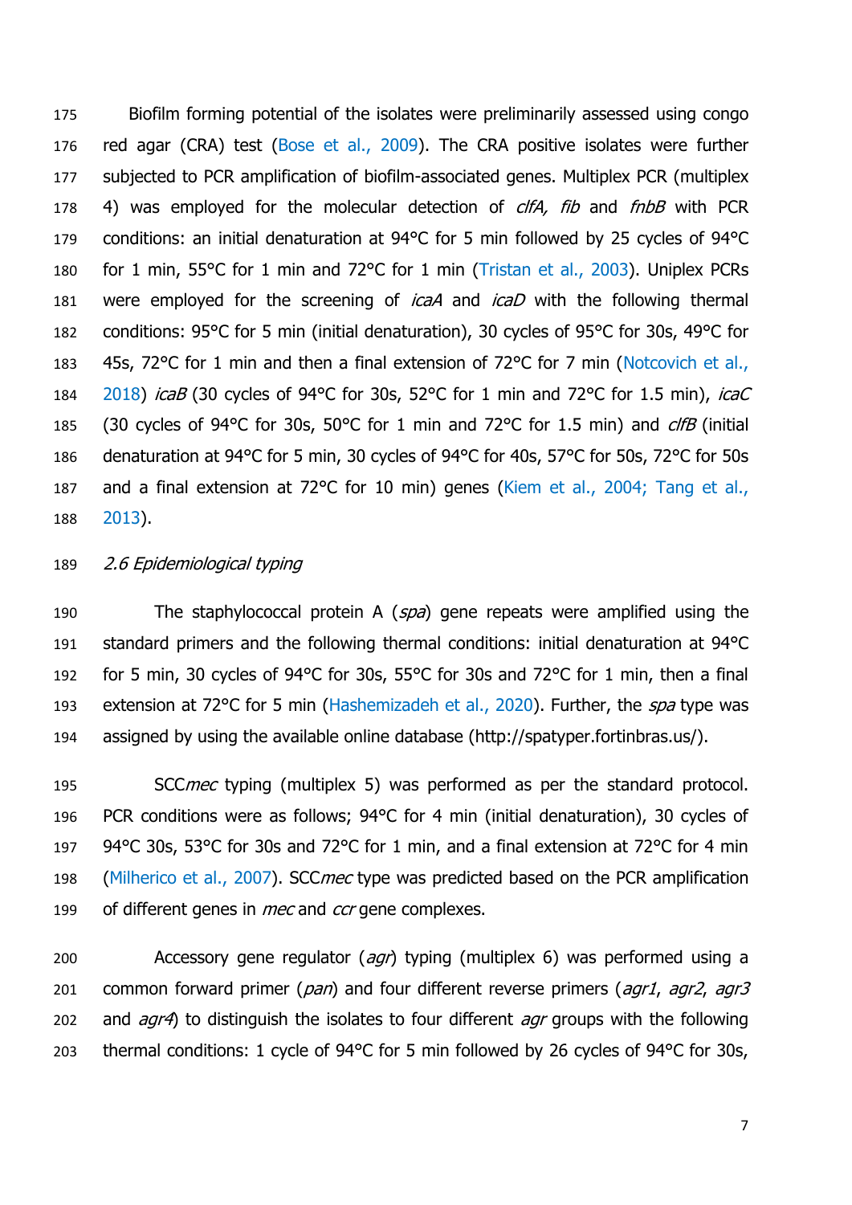Biofilm forming potential of the isolates were preliminarily assessed using congo red agar (CRA) test (Bose et al., 2009). The CRA positive isolates were further subjected to PCR amplification of biofilm-associated genes. Multiplex PCR (multiplex 4) was employed for the molecular detection of *clfA, fib* and *fnbB* with PCR conditions: an initial denaturation at 94°C for 5 min followed by 25 cycles of 94°C for 1 min, 55°C for 1 min and 72°C for 1 min (Tristan et al., 2003). Uniplex PCRs were employed for the screening of *icaA* and *icaD* with the following thermal conditions: 95°C for 5 min (initial denaturation), 30 cycles of 95°C for 30s, 49°C for 45s, 72°C for 1 min and then a final extension of 72°C for 7 min (Notcovich et al., 2018) *icaB* (30 cycles of 94°C for 30s, 52°C for 1 min and 72°C for 1.5 min), *icaC* (30 cycles of 94°C for 30s, 50°C for 1 min and 72°C for 1.5 min) and *clfB* (initial denaturation at 94°C for 5 min, 30 cycles of 94°C for 40s, 57°C for 50s, 72°C for 50s and a final extension at 72°C for 10 min) genes (Kiem et al., 2004; Tang et al., 2013).

### *2.6 Epidemiological typing*

The staphylococcal protein A (*spa*) gene repeats were amplified using the standard primers and the following thermal conditions: initial denaturation at 94°C for 5 min, 30 cycles of 94°C for 30s, 55°C for 30s and 72°C for 1 min, then a final extension at 72°C for 5 min (Hashemizadeh et al., 2020). Further, the *spa* type was assigned by using the available online database (http://spatyper.fortinbras.us/).

SCC*mec* typing (multiplex 5) was performed as per the standard protocol. PCR conditions were as follows; 94°C for 4 min (initial denaturation), 30 cycles of 94°C 30s, 53°C for 30s and 72°C for 1 min, and a final extension at 72°C for 4 min (Milherico et al., 2007). SCC*mec* type was predicted based on the PCR amplification of different genes in *mec* and *ccr* gene complexes.

Accessory gene regulator (*agr*) typing (multiplex 6) was performed using a common forward primer (*pan*) and four different reverse primers (*agr1*, *agr2*, *agr3* and *agr4*) to distinguish the isolates to four different *agr* groups with the following thermal conditions: 1 cycle of 94°C for 5 min followed by 26 cycles of 94°C for 30s,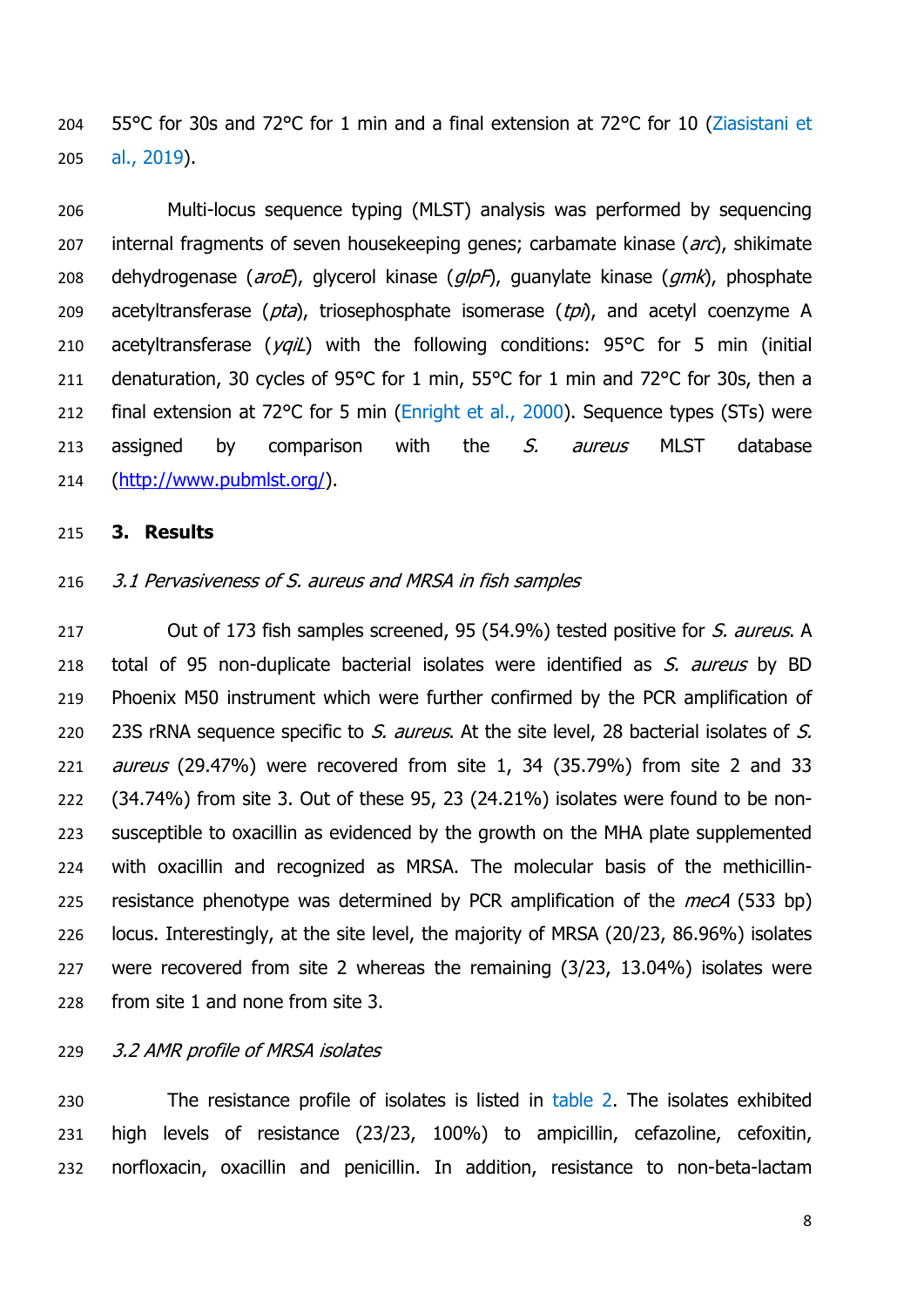55°C for 30s and 72°C for 1 min and a final extension at 72°C for 10 (Ziasistani et al., 2019).

Multi-locus sequence typing (MLST) analysis was performed by sequencing internal fragments of seven housekeeping genes; carbamate kinase (*arc*), shikimate dehydrogenase (*aroE*), glycerol kinase (*glpF*), guanylate kinase (*gmk*), phosphate acetyltransferase (*pta*), triosephosphate isomerase (*tpi*), and acetyl coenzyme A acetyltransferase (*yqiL*) with the following conditions: 95°C for 5 min (initial denaturation, 30 cycles of 95°C for 1 min, 55°C for 1 min and 72°C for 30s, then a final extension at 72°C for 5 min (Enright et al., 2000). Sequence types (STs) were assigned by comparison with the *S. aureus* MLST database (http://www.pubmlst.org/).

## 3. Results

### *3.1 Pervasiveness of S. aureus and MRSA in fish samples*

Out of 173 fish samples screened, 95 (54.9%) tested positive for *S. aureus*. A total of 95 non-duplicate bacterial isolates were identified as *S. aureus* by BD Phoenix M50 instrument which were further confirmed by the PCR amplification of 23S rRNA sequence specific to *S. aureus*. At the site level, 28 bacterial isolates of *S. aureus* (29.47%) were recovered from site 1, 34 (35.79%) from site 2 and 33 (34.74%) from site 3. Out of these 95, 23 (24.21%) isolates were found to be non-susceptible to oxacillin as evidenced by the growth on the MHA plate supplemented with oxacillin and recognized as MRSA. The molecular basis of the methicillin-resistance phenotype was determined by PCR amplification of the *mecA* (533 bp) locus. Interestingly, at the site level, the majority of MRSA (20/23, 86.96%) isolates were recovered from site 2 whereas the remaining (3/23, 13.04%) isolates were from site 1 and none from site 3.

### *3.2 AMR profile of MRSA isolates*

The resistance profile of isolates is listed in table 2. The isolates exhibited high levels of resistance (23/23, 100%) to ampicillin, cefazoline, cefoxitin, norfloxacin, oxacillin and penicillin. In addition, resistance to non-beta-lactam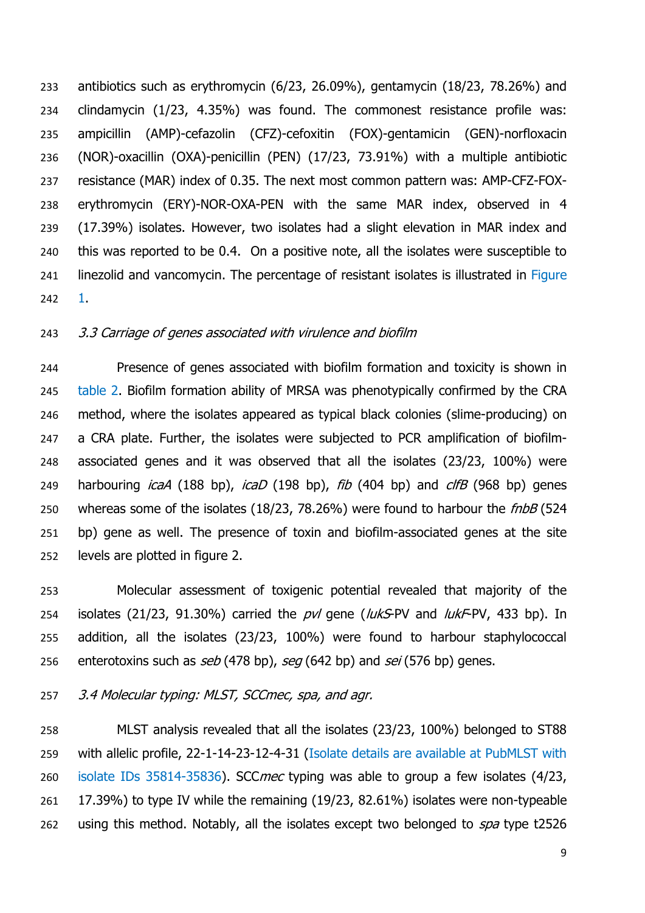antibiotics such as erythromycin (6/23, 26.09%), gentamycin (18/23, 78.26%) and clindamycin (1/23, 4.35%) was found. The commonest resistance profile was: ampicillin (AMP)-cefazolin (CFZ)-cefoxitin (FOX)-gentamicin (GEN)-norfloxacin (NOR)-oxacillin (OXA)-penicillin (PEN) (17/23, 73.91%) with a multiple antibiotic resistance (MAR) index of 0.35. The next most common pattern was: AMP-CFZ-FOX-erythromycin (ERY)-NOR-OXA-PEN with the same MAR index, observed in 4 (17.39%) isolates. However, two isolates had a slight elevation in MAR index and this was reported to be 0.4. On a positive note, all the isolates were susceptible to linezolid and vancomycin. The percentage of resistant isolates is illustrated in Figure 1.

### *3.3 Carriage of genes associated with virulence and biofilm*

Presence of genes associated with biofilm formation and toxicity is shown in table 2. Biofilm formation ability of MRSA was phenotypically confirmed by the CRA method, where the isolates appeared as typical black colonies (slime-producing) on a CRA plate. Further, the isolates were subjected to PCR amplification of biofilm-associated genes and it was observed that all the isolates (23/23, 100%) were harbouring *icaA* (188 bp), *icaD* (198 bp), *fib* (404 bp) and *clfB* (968 bp) genes whereas some of the isolates (18/23, 78.26%) were found to harbour the *fnbB* (524 bp) gene as well. The presence of toxin and biofilm-associated genes at the site levels are plotted in figure 2.

Molecular assessment of toxigenic potential revealed that majority of the isolates (21/23, 91.30%) carried the *pvl* gene (*lukS*-PV and *lukF*-PV, 433 bp). In addition, all the isolates (23/23, 100%) were found to harbour staphylococcal enterotoxins such as *seb* (478 bp), *seg* (642 bp) and *sei* (576 bp) genes.

### *3.4 Molecular typing: MLST, SCCmec, spa, and agr.*

MLST analysis revealed that all the isolates (23/23, 100%) belonged to ST88 with allelic profile, 22-1-14-23-12-4-31 (Isolate details are available at PubMLST with isolate IDs 35814-35836). SCC*mec* typing was able to group a few isolates (4/23, 17.39%) to type IV while the remaining (19/23, 82.61%) isolates were non-typeable using this method. Notably, all the isolates except two belonged to *spa* type t2526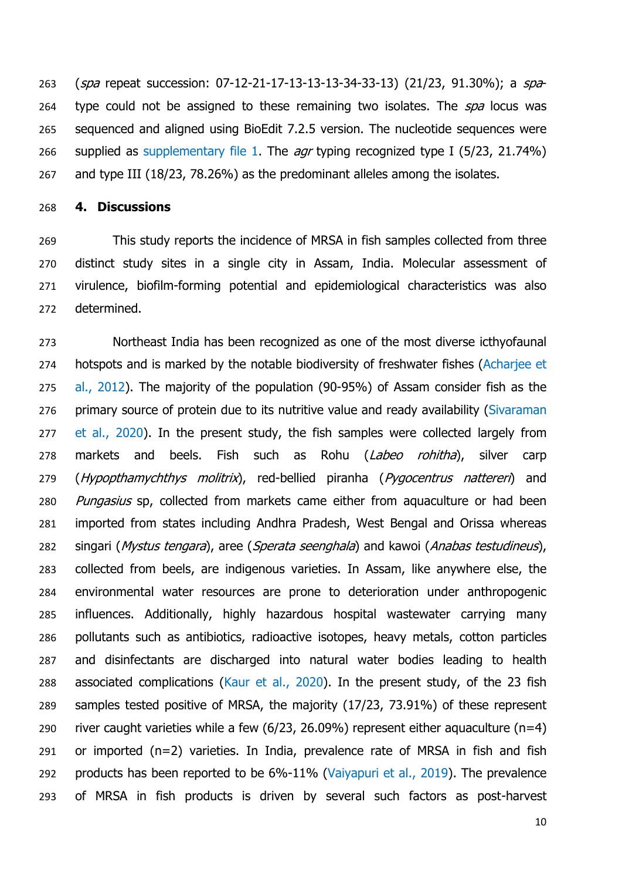(*spa* repeat succession: 07-12-21-17-13-13-13-34-33-13) (21/23, 91.30%); a *spa*-type could not be assigned to these remaining two isolates. The *spa* locus was sequenced and aligned using BioEdit 7.2.5 version. The nucleotide sequences were supplied as supplementary file 1. The *agr* typing recognized type I (5/23, 21.74%) and type III (18/23, 78.26%) as the predominant alleles among the isolates.

## 4. Discussions

This study reports the incidence of MRSA in fish samples collected from three distinct study sites in a single city in Assam, India. Molecular assessment of virulence, biofilm-forming potential and epidemiological characteristics was also determined.

Northeast India has been recognized as one of the most diverse icthyofaunal hotspots and is marked by the notable biodiversity of freshwater fishes (Acharjee et al., 2012). The majority of the population (90-95%) of Assam consider fish as the primary source of protein due to its nutritive value and ready availability (Sivaraman et al., 2020). In the present study, the fish samples were collected largely from markets and beels. Fish such as Rohu (*Labeo rohitha*), silver carp (*Hypopthamychthys molitrix*), red-bellied piranha (*Pygocentrus nattereri*) and *Pungasius* sp, collected from markets came either from aquaculture or had been imported from states including Andhra Pradesh, West Bengal and Orissa whereas singari (*Mystus tengara*), aree (*Sperata seenghala*) and kawoi (*Anabas testudineus*), collected from beels, are indigenous varieties. In Assam, like anywhere else, the environmental water resources are prone to deterioration under anthropogenic influences. Additionally, highly hazardous hospital wastewater carrying many pollutants such as antibiotics, radioactive isotopes, heavy metals, cotton particles and disinfectants are discharged into natural water bodies leading to health associated complications (Kaur et al., 2020). In the present study, of the 23 fish samples tested positive of MRSA, the majority (17/23, 73.91%) of these represent river caught varieties while a few (6/23, 26.09%) represent either aquaculture (n=4) or imported (n=2) varieties. In India, prevalence rate of MRSA in fish and fish products has been reported to be 6%-11% (Vaiyapuri et al., 2019). The prevalence of MRSA in fish products is driven by several such factors as post-harvest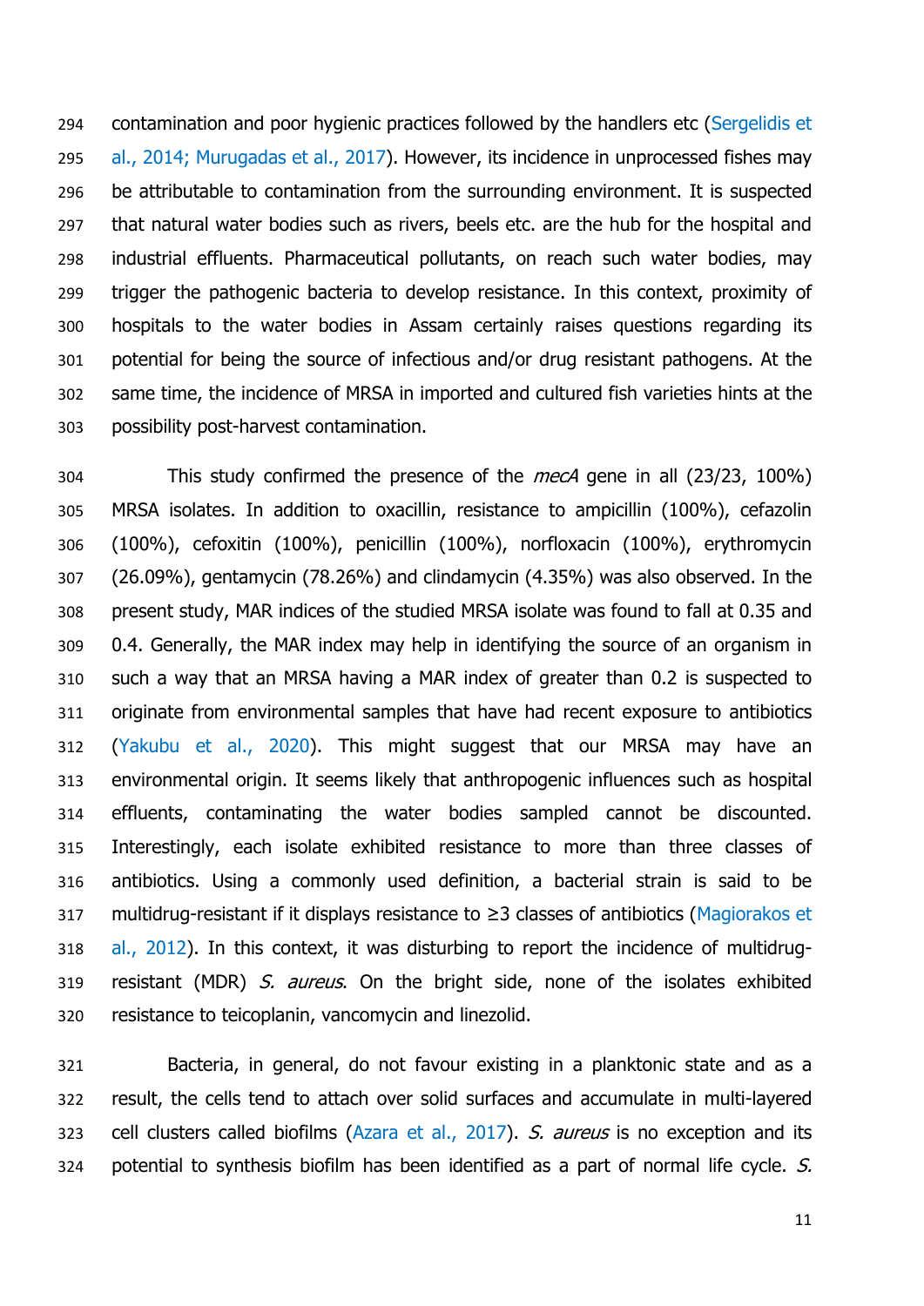contamination and poor hygienic practices followed by the handlers etc (Sergelidis et al., 2014; Murugadas et al., 2017). However, its incidence in unprocessed fishes may be attributable to contamination from the surrounding environment. It is suspected that natural water bodies such as rivers, beels etc. are the hub for the hospital and industrial effluents. Pharmaceutical pollutants, on reach such water bodies, may trigger the pathogenic bacteria to develop resistance. In this context, proximity of hospitals to the water bodies in Assam certainly raises questions regarding its potential for being the source of infectious and/or drug resistant pathogens. At the same time, the incidence of MRSA in imported and cultured fish varieties hints at the possibility post-harvest contamination.

This study confirmed the presence of the *mecA* gene in all (23/23, 100%) MRSA isolates. In addition to oxacillin, resistance to ampicillin (100%), cefazolin (100%), cefoxitin (100%), penicillin (100%), norfloxacin (100%), erythromycin (26.09%), gentamycin (78.26%) and clindamycin (4.35%) was also observed. In the present study, MAR indices of the studied MRSA isolate was found to fall at 0.35 and 0.4. Generally, the MAR index may help in identifying the source of an organism in such a way that an MRSA having a MAR index of greater than 0.2 is suspected to originate from environmental samples that have had recent exposure to antibiotics (Yakubu et al., 2020). This might suggest that our MRSA may have an environmental origin. It seems likely that anthropogenic influences such as hospital effluents, contaminating the water bodies sampled cannot be discounted. Interestingly, each isolate exhibited resistance to more than three classes of antibiotics. Using a commonly used definition, a bacterial strain is said to be multidrug-resistant if it displays resistance to ≥3 classes of antibiotics (Magiorakos et al., 2012). In this context, it was disturbing to report the incidence of multidrug-resistant (MDR) *S. aureus*. On the bright side, none of the isolates exhibited resistance to teicoplanin, vancomycin and linezolid.

Bacteria, in general, do not favour existing in a planktonic state and as a result, the cells tend to attach over solid surfaces and accumulate in multi-layered cell clusters called biofilms (Azara et al., 2017). *S. aureus* is no exception and its potential to synthesis biofilm has been identified as a part of normal life cycle. *S.*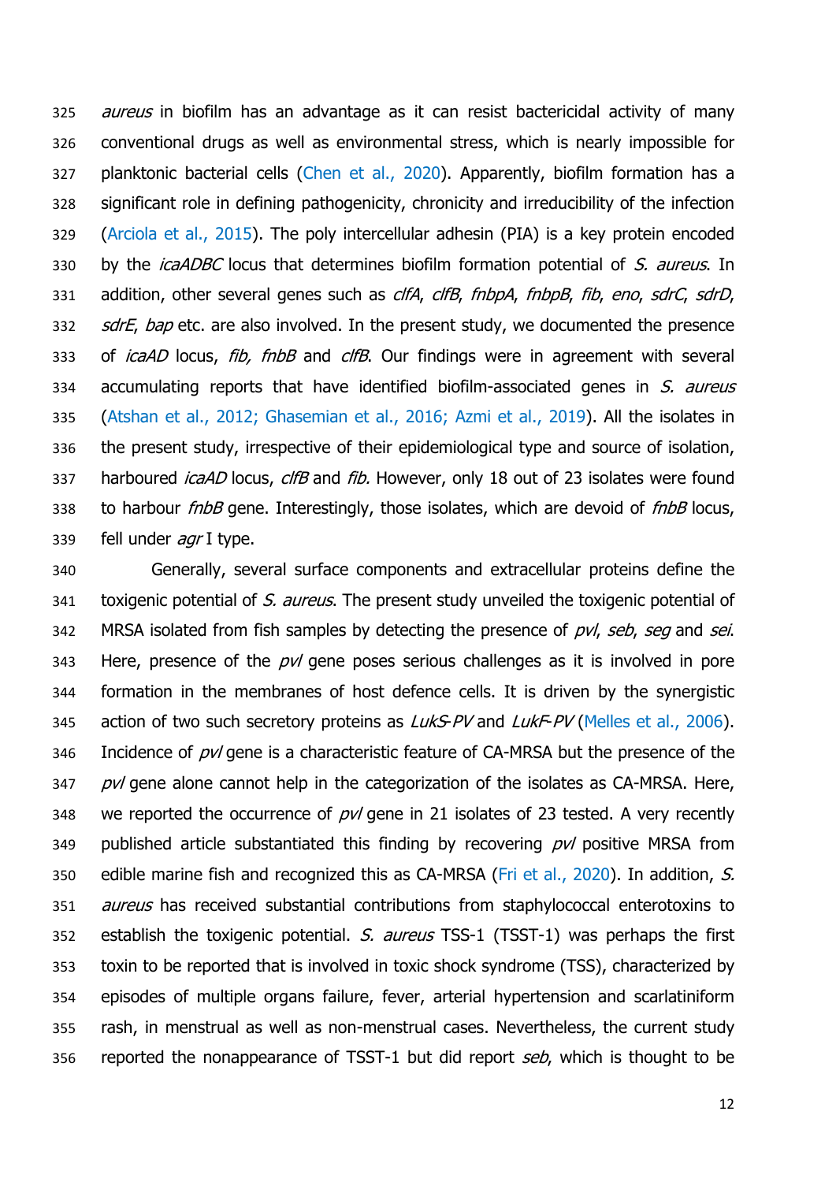*aureus* in biofilm has an advantage as it can resist bactericidal activity of many conventional drugs as well as environmental stress, which is nearly impossible for planktonic bacterial cells (Chen et al., 2020). Apparently, biofilm formation has a significant role in defining pathogenicity, chronicity and irreducibility of the infection (Arciola et al., 2015). The poly intercellular adhesin (PIA) is a key protein encoded by the *icaADBC* locus that determines biofilm formation potential of *S. aureus*. In addition, other several genes such as *clfA*, *clfB*, *fnbpA*, *fnbpB*, *fib*, *eno*, *sdrC*, *sdrD*, *sdrE*, *bap* etc. are also involved. In the present study, we documented the presence of *icaAD* locus, *fib, fnbB* and *clfB*. Our findings were in agreement with several accumulating reports that have identified biofilm-associated genes in *S. aureus* (Atshan et al., 2012; Ghasemian et al., 2016; Azmi et al., 2019). All the isolates in the present study, irrespective of their epidemiological type and source of isolation, harboured *icaAD* locus, *clfB* and *fib.* However, only 18 out of 23 isolates were found to harbour *fnbB* gene. Interestingly, those isolates, which are devoid of *fnbB* locus, fell under *agr* I type.

Generally, several surface components and extracellular proteins define the toxigenic potential of *S. aureus*. The present study unveiled the toxigenic potential of MRSA isolated from fish samples by detecting the presence of *pvl*, *seb*, *seg* and *sei*. Here, presence of the *pvl* gene poses serious challenges as it is involved in pore formation in the membranes of host defence cells. It is driven by the synergistic action of two such secretory proteins as *LukS-PV* and *LukF-PV* (Melles et al., 2006). Incidence of *pvl* gene is a characteristic feature of CA-MRSA but the presence of the *pvl* gene alone cannot help in the categorization of the isolates as CA-MRSA. Here, we reported the occurrence of *pvl* gene in 21 isolates of 23 tested. A very recently published article substantiated this finding by recovering *pvl* positive MRSA from edible marine fish and recognized this as CA-MRSA (Fri et al., 2020). In addition, *S. aureus* has received substantial contributions from staphylococcal enterotoxins to establish the toxigenic potential. *S. aureus* TSS-1 (TSST-1) was perhaps the first toxin to be reported that is involved in toxic shock syndrome (TSS), characterized by episodes of multiple organs failure, fever, arterial hypertension and scarlatiniform rash, in menstrual as well as non-menstrual cases. Nevertheless, the current study reported the nonappearance of TSST-1 but did report *seb*, which is thought to be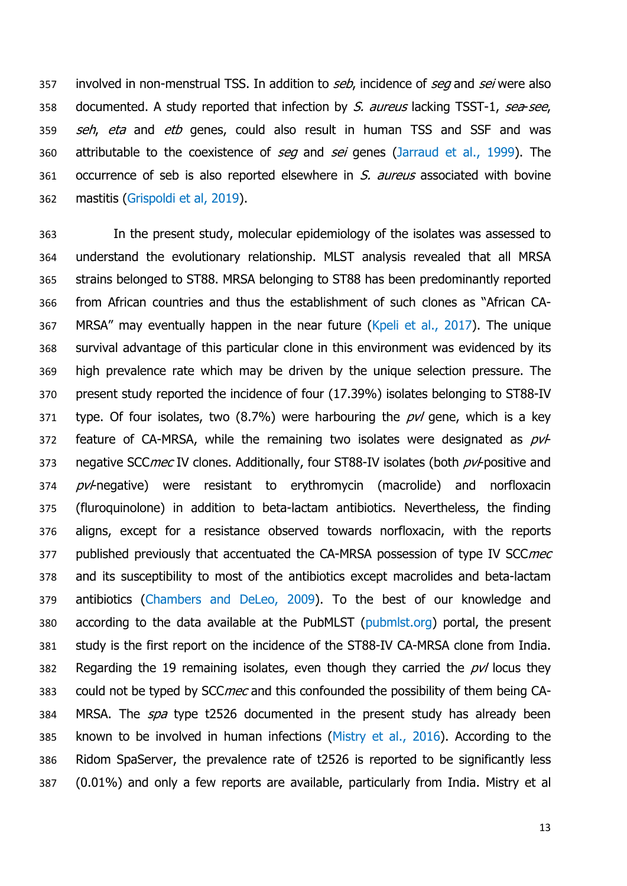involved in non-menstrual TSS. In addition to *seb*, incidence of *seg* and *sei* were also documented. A study reported that infection by *S. aureus* lacking TSST-1, *sea*-*see*, *seh*, *eta* and *etb* genes, could also result in human TSS and SSF and was attributable to the coexistence of *seg* and *sei* genes (Jarraud et al., 1999). The occurrence of seb is also reported elsewhere in *S. aureus* associated with bovine mastitis (Grispoldi et al, 2019).

In the present study, molecular epidemiology of the isolates was assessed to understand the evolutionary relationship. MLST analysis revealed that all MRSA strains belonged to ST88. MRSA belonging to ST88 has been predominantly reported from African countries and thus the establishment of such clones as "African CA-MRSA" may eventually happen in the near future (Kpeli et al., 2017). The unique survival advantage of this particular clone in this environment was evidenced by its high prevalence rate which may be driven by the unique selection pressure. The present study reported the incidence of four (17.39%) isolates belonging to ST88-IV type. Of four isolates, two (8.7%) were harbouring the *pvl* gene, which is a key feature of CA-MRSA, while the remaining two isolates were designated as *pvl*-negative SCC*mec* IV clones. Additionally, four ST88-IV isolates (both *pvl*-positive and *pvl*-negative) were resistant to erythromycin (macrolide) and norfloxacin (fluroquinolone) in addition to beta-lactam antibiotics. Nevertheless, the finding aligns, except for a resistance observed towards norfloxacin, with the reports published previously that accentuated the CA-MRSA possession of type IV SCC*mec* and its susceptibility to most of the antibiotics except macrolides and beta-lactam antibiotics (Chambers and DeLeo, 2009). To the best of our knowledge and according to the data available at the PubMLST (pubmlst.org) portal, the present study is the first report on the incidence of the ST88-IV CA-MRSA clone from India. Regarding the 19 remaining isolates, even though they carried the *pvl* locus they could not be typed by SCC*mec* and this confounded the possibility of them being CA-MRSA. The *spa* type t2526 documented in the present study has already been known to be involved in human infections (Mistry et al., 2016). According to the Ridom SpaServer, the prevalence rate of t2526 is reported to be significantly less (0.01%) and only a few reports are available, particularly from India. Mistry et al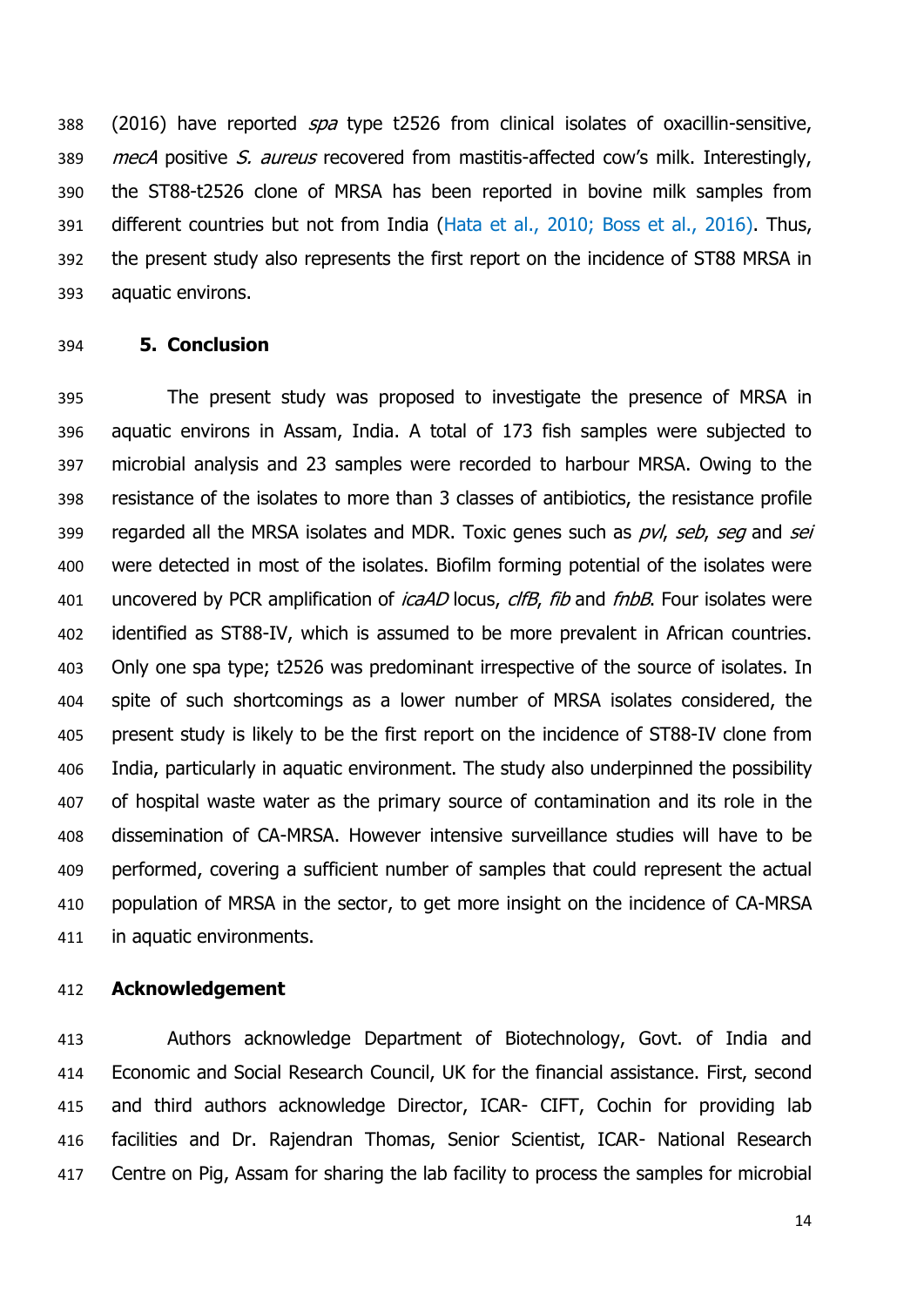(2016) have reported *spa* type t2526 from clinical isolates of oxacillin-sensitive, *mecA* positive *S. aureus* recovered from mastitis-affected cow's milk. Interestingly, the ST88-t2526 clone of MRSA has been reported in bovine milk samples from different countries but not from India (Hata et al., 2010; Boss et al., 2016). Thus, the present study also represents the first report on the incidence of ST88 MRSA in aquatic environs.

## 5. Conclusion

The present study was proposed to investigate the presence of MRSA in aquatic environs in Assam, India. A total of 173 fish samples were subjected to microbial analysis and 23 samples were recorded to harbour MRSA. Owing to the resistance of the isolates to more than 3 classes of antibiotics, the resistance profile regarded all the MRSA isolates and MDR. Toxic genes such as *pvl*, *seb*, *seg* and *sei* were detected in most of the isolates. Biofilm forming potential of the isolates were uncovered by PCR amplification of *icaAD* locus, *clfB*, *fib* and *fnbB*. Four isolates were identified as ST88-IV, which is assumed to be more prevalent in African countries. Only one spa type; t2526 was predominant irrespective of the source of isolates. In spite of such shortcomings as a lower number of MRSA isolates considered, the present study is likely to be the first report on the incidence of ST88-IV clone from India, particularly in aquatic environment. The study also underpinned the possibility of hospital waste water as the primary source of contamination and its role in the dissemination of CA-MRSA. However intensive surveillance studies will have to be performed, covering a sufficient number of samples that could represent the actual population of MRSA in the sector, to get more insight on the incidence of CA-MRSA in aquatic environments.

## Acknowledgement

Authors acknowledge Department of Biotechnology, Govt. of India and Economic and Social Research Council, UK for the financial assistance. First, second and third authors acknowledge Director, ICAR- CIFT, Cochin for providing lab facilities and Dr. Rajendran Thomas, Senior Scientist, ICAR- National Research Centre on Pig, Assam for sharing the lab facility to process the samples for microbial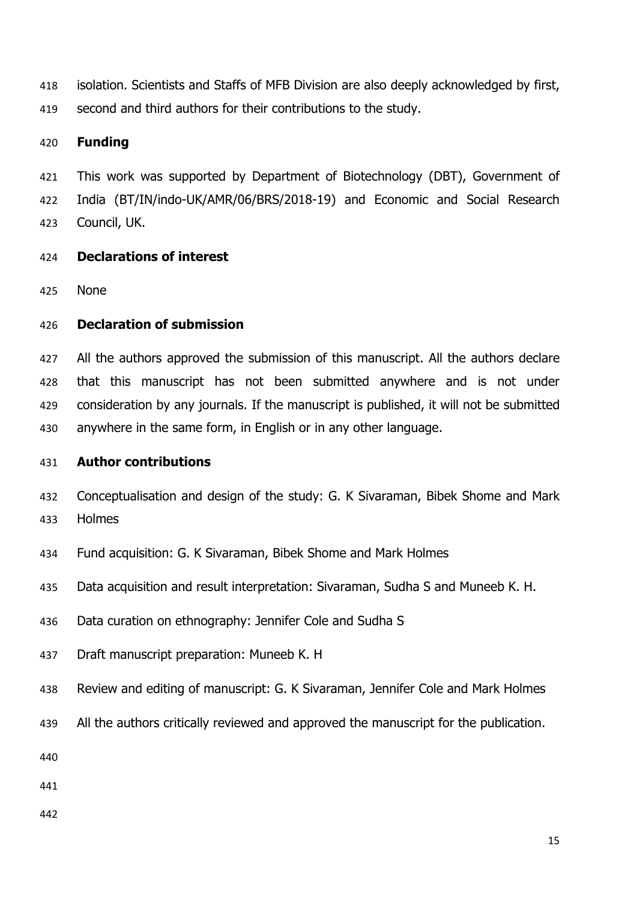isolation. Scientists and Staffs of MFB Division are also deeply acknowledged by first, second and third authors for their contributions to the study.

## Funding

This work was supported by Department of Biotechnology (DBT), Government of India (BT/IN/indo-UK/AMR/06/BRS/2018-19) and Economic and Social Research Council, UK.

## Declarations of interest

None

## Declaration of submission

All the authors approved the submission of this manuscript. All the authors declare that this manuscript has not been submitted anywhere and is not under consideration by any journals. If the manuscript is published, it will not be submitted anywhere in the same form, in English or in any other language.

## Author contributions

Conceptualisation and design of the study: G. K Sivaraman, Bibek Shome and Mark Holmes

Fund acquisition: G. K Sivaraman, Bibek Shome and Mark Holmes

Data acquisition and result interpretation: Sivaraman, Sudha S and Muneeb K. H.

Data curation on ethnography: Jennifer Cole and Sudha S

Draft manuscript preparation: Muneeb K. H

Review and editing of manuscript: G. K Sivaraman, Jennifer Cole and Mark Holmes

All the authors critically reviewed and approved the manuscript for the publication.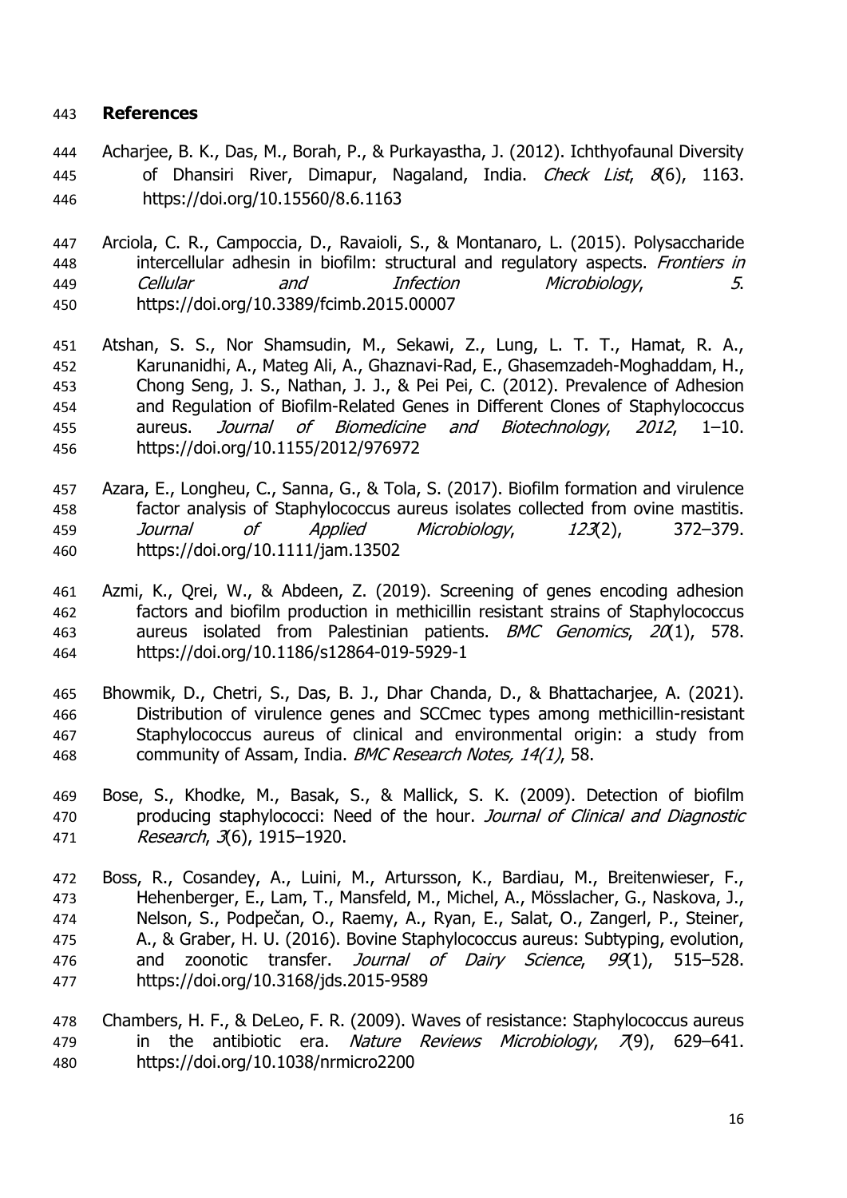## References

Acharjee, B. K., Das, M., Borah, P., & Purkayastha, J. (2012). Ichthyofaunal Diversity of Dhansiri River, Dimapur, Nagaland, India. *Check List*, *8*(6), 1163. https://doi.org/10.15560/8.6.1163

Arciola, C. R., Campoccia, D., Ravaioli, S., & Montanaro, L. (2015). Polysaccharide intercellular adhesin in biofilm: structural and regulatory aspects. *Frontiers in Cellular and Infection Microbiology*, *5*. https://doi.org/10.3389/fcimb.2015.00007

Atshan, S. S., Nor Shamsudin, M., Sekawi, Z., Lung, L. T. T., Hamat, R. A., Karunanidhi, A., Mateg Ali, A., Ghaznavi-Rad, E., Ghasemzadeh-Moghaddam, H., Chong Seng, J. S., Nathan, J. J., & Pei Pei, C. (2012). Prevalence of Adhesion and Regulation of Biofilm-Related Genes in Different Clones of Staphylococcus aureus. *Journal of Biomedicine and Biotechnology*, *2012*, 1–10. https://doi.org/10.1155/2012/976972

Azara, E., Longheu, C., Sanna, G., & Tola, S. (2017). Biofilm formation and virulence factor analysis of Staphylococcus aureus isolates collected from ovine mastitis. *Journal of Applied Microbiology*, *123*(2), 372–379. https://doi.org/10.1111/jam.13502

Azmi, K., Qrei, W., & Abdeen, Z. (2019). Screening of genes encoding adhesion factors and biofilm production in methicillin resistant strains of Staphylococcus aureus isolated from Palestinian patients. *BMC Genomics*, *20*(1), 578. https://doi.org/10.1186/s12864-019-5929-1

Bhowmik, D., Chetri, S., Das, B. J., Dhar Chanda, D., & Bhattacharjee, A. (2021). Distribution of virulence genes and SCCmec types among methicillin-resistant Staphylococcus aureus of clinical and environmental origin: a study from community of Assam, India. *BMC Research Notes, 14(1)*, 58.

Bose, S., Khodke, M., Basak, S., & Mallick, S. K. (2009). Detection of biofilm producing staphylococci: Need of the hour. *Journal of Clinical and Diagnostic Research*, *3*(6), 1915–1920.

Boss, R., Cosandey, A., Luini, M., Artursson, K., Bardiau, M., Breitenwieser, F., Hehenberger, E., Lam, T., Mansfeld, M., Michel, A., Mösslacher, G., Naskova, J., Nelson, S., Podpečan, O., Raemy, A., Ryan, E., Salat, O., Zangerl, P., Steiner, A., & Graber, H. U. (2016). Bovine Staphylococcus aureus: Subtyping, evolution, and zoonotic transfer. *Journal of Dairy Science*, *99*(1), 515–528. https://doi.org/10.3168/jds.2015-9589

Chambers, H. F., & DeLeo, F. R. (2009). Waves of resistance: Staphylococcus aureus in the antibiotic era. *Nature Reviews Microbiology*, *7*(9), 629–641. https://doi.org/10.1038/nrmicro2200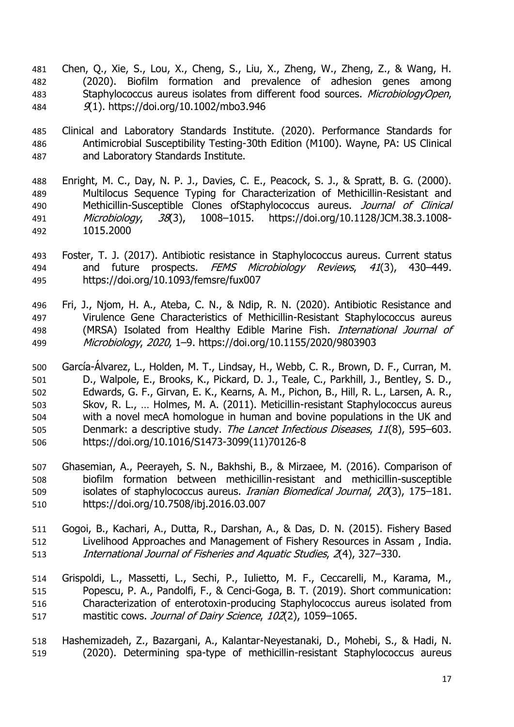Chen, Q., Xie, S., Lou, X., Cheng, S., Liu, X., Zheng, W., Zheng, Z., & Wang, H. (2020). Biofilm formation and prevalence of adhesion genes among Staphylococcus aureus isolates from different food sources. *MicrobiologyOpen*, *9*(1). https://doi.org/10.1002/mbo3.946

Clinical and Laboratory Standards Institute. (2020). Performance Standards for Antimicrobial Susceptibility Testing-30th Edition (M100). Wayne, PA: US Clinical and Laboratory Standards Institute.

Enright, M. C., Day, N. P. J., Davies, C. E., Peacock, S. J., & Spratt, B. G. (2000). Multilocus Sequence Typing for Characterization of Methicillin-Resistant and Methicillin-Susceptible Clones ofStaphylococcus aureus. *Journal of Clinical Microbiology*, *38*(3), 1008–1015. https://doi.org/10.1128/JCM.38.3.1008-1015.2000

Foster, T. J. (2017). Antibiotic resistance in Staphylococcus aureus. Current status and future prospects. *FEMS Microbiology Reviews*, *41*(3), 430–449. https://doi.org/10.1093/femsre/fux007

Fri, J., Njom, H. A., Ateba, C. N., & Ndip, R. N. (2020). Antibiotic Resistance and Virulence Gene Characteristics of Methicillin-Resistant Staphylococcus aureus (MRSA) Isolated from Healthy Edible Marine Fish. *International Journal of Microbiology*, *2020*, 1–9. https://doi.org/10.1155/2020/9803903

García-Álvarez, L., Holden, M. T., Lindsay, H., Webb, C. R., Brown, D. F., Curran, M. D., Walpole, E., Brooks, K., Pickard, D. J., Teale, C., Parkhill, J., Bentley, S. D., Edwards, G. F., Girvan, E. K., Kearns, A. M., Pichon, B., Hill, R. L., Larsen, A. R., Skov, R. L., … Holmes, M. A. (2011). Meticillin-resistant Staphylococcus aureus with a novel mecA homologue in human and bovine populations in the UK and Denmark: a descriptive study. *The Lancet Infectious Diseases*, *11*(8), 595–603. https://doi.org/10.1016/S1473-3099(11)70126-8

Ghasemian, A., Peerayeh, S. N., Bakhshi, B., & Mirzaee, M. (2016). Comparison of biofilm formation between methicillin-resistant and methicillin-susceptible isolates of staphylococcus aureus. *Iranian Biomedical Journal*, *20*(3), 175–181. https://doi.org/10.7508/ibj.2016.03.007

Gogoi, B., Kachari, A., Dutta, R., Darshan, A., & Das, D. N. (2015). Fishery Based Livelihood Approaches and Management of Fishery Resources in Assam , India. *International Journal of Fisheries and Aquatic Studies*, *2*(4), 327–330.

Grispoldi, L., Massetti, L., Sechi, P., Iulietto, M. F., Ceccarelli, M., Karama, M., Popescu, P. A., Pandolfi, F., & Cenci-Goga, B. T. (2019). Short communication: Characterization of enterotoxin-producing Staphylococcus aureus isolated from mastitic cows. *Journal of Dairy Science*, *102*(2), 1059–1065.

Hashemizadeh, Z., Bazargani, A., Kalantar-Neyestanaki, D., Mohebi, S., & Hadi, N. (2020). Determining spa-type of methicillin-resistant Staphylococcus aureus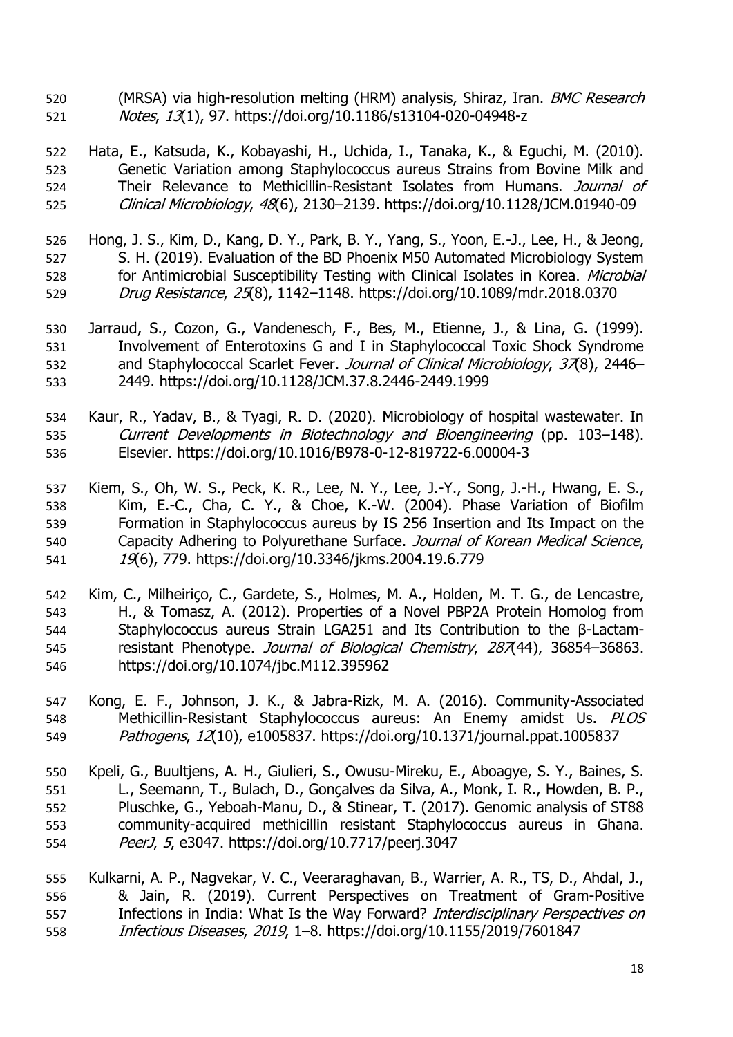(MRSA) via high-resolution melting (HRM) analysis, Shiraz, Iran. *BMC Research Notes*, *13*(1), 97. https://doi.org/10.1186/s13104-020-04948-z

Hata, E., Katsuda, K., Kobayashi, H., Uchida, I., Tanaka, K., & Eguchi, M. (2010). Genetic Variation among Staphylococcus aureus Strains from Bovine Milk and Their Relevance to Methicillin-Resistant Isolates from Humans. *Journal of Clinical Microbiology*, *48*(6), 2130–2139. https://doi.org/10.1128/JCM.01940-09

Hong, J. S., Kim, D., Kang, D. Y., Park, B. Y., Yang, S., Yoon, E.-J., Lee, H., & Jeong, S. H. (2019). Evaluation of the BD Phoenix M50 Automated Microbiology System for Antimicrobial Susceptibility Testing with Clinical Isolates in Korea. *Microbial Drug Resistance*, *25*(8), 1142–1148. https://doi.org/10.1089/mdr.2018.0370

Jarraud, S., Cozon, G., Vandenesch, F., Bes, M., Etienne, J., & Lina, G. (1999). Involvement of Enterotoxins G and I in Staphylococcal Toxic Shock Syndrome and Staphylococcal Scarlet Fever. *Journal of Clinical Microbiology*, *37*(8), 2446–2449. https://doi.org/10.1128/JCM.37.8.2446-2449.1999

Kaur, R., Yadav, B., & Tyagi, R. D. (2020). Microbiology of hospital wastewater. In *Current Developments in Biotechnology and Bioengineering* (pp. 103–148). Elsevier. https://doi.org/10.1016/B978-0-12-819722-6.00004-3

Kiem, S., Oh, W. S., Peck, K. R., Lee, N. Y., Lee, J.-Y., Song, J.-H., Hwang, E. S., Kim, E.-C., Cha, C. Y., & Choe, K.-W. (2004). Phase Variation of Biofilm Formation in Staphylococcus aureus by IS 256 Insertion and Its Impact on the Capacity Adhering to Polyurethane Surface. *Journal of Korean Medical Science*, *19*(6), 779. https://doi.org/10.3346/jkms.2004.19.6.779

Kim, C., Milheiriço, C., Gardete, S., Holmes, M. A., Holden, M. T. G., de Lencastre, H., & Tomasz, A. (2012). Properties of a Novel PBP2A Protein Homolog from Staphylococcus aureus Strain LGA251 and Its Contribution to the β-Lactam-resistant Phenotype. *Journal of Biological Chemistry*, *287*(44), 36854–36863. https://doi.org/10.1074/jbc.M112.395962

Kong, E. F., Johnson, J. K., & Jabra-Rizk, M. A. (2016). Community-Associated Methicillin-Resistant Staphylococcus aureus: An Enemy amidst Us. *PLOS Pathogens*, *12*(10), e1005837. https://doi.org/10.1371/journal.ppat.1005837

Kpeli, G., Buultjens, A. H., Giulieri, S., Owusu-Mireku, E., Aboagye, S. Y., Baines, S. L., Seemann, T., Bulach, D., Gonçalves da Silva, A., Monk, I. R., Howden, B. P., Pluschke, G., Yeboah-Manu, D., & Stinear, T. (2017). Genomic analysis of ST88 community-acquired methicillin resistant Staphylococcus aureus in Ghana. *PeerJ*, *5*, e3047. https://doi.org/10.7717/peerj.3047

Kulkarni, A. P., Nagvekar, V. C., Veeraraghavan, B., Warrier, A. R., TS, D., Ahdal, J., & Jain, R. (2019). Current Perspectives on Treatment of Gram-Positive Infections in India: What Is the Way Forward? *Interdisciplinary Perspectives on Infectious Diseases*, *2019*, 1–8. https://doi.org/10.1155/2019/7601847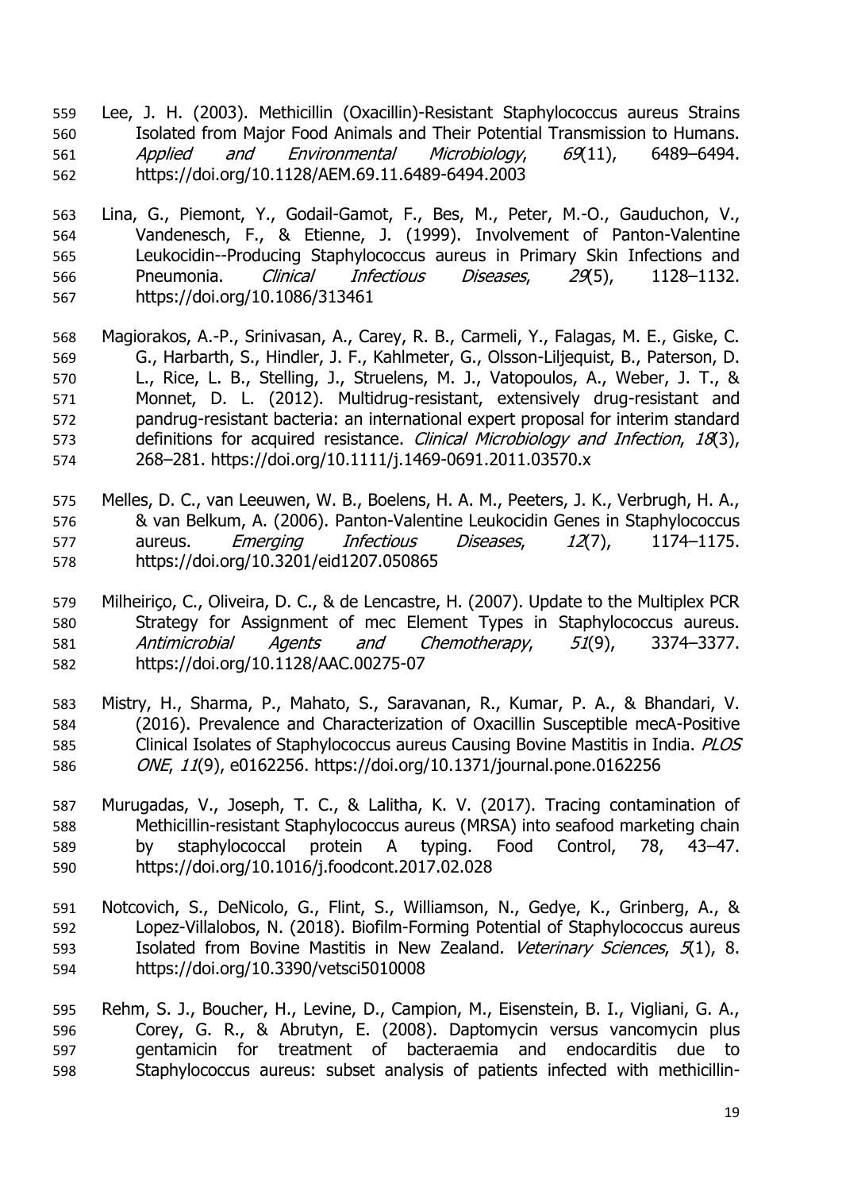Lee, J. H. (2003). Methicillin (Oxacillin)-Resistant Staphylococcus aureus Strains Isolated from Major Food Animals and Their Potential Transmission to Humans. *Applied and Environmental Microbiology*, *69*(11), 6489–6494. https://doi.org/10.1128/AEM.69.11.6489-6494.2003

Lina, G., Piemont, Y., Godail-Gamot, F., Bes, M., Peter, M.-O., Gauduchon, V., Vandenesch, F., & Etienne, J. (1999). Involvement of Panton-Valentine Leukocidin--Producing Staphylococcus aureus in Primary Skin Infections and Pneumonia. *Clinical Infectious Diseases*, *29*(5), 1128–1132. https://doi.org/10.1086/313461

Magiorakos, A.-P., Srinivasan, A., Carey, R. B., Carmeli, Y., Falagas, M. E., Giske, C. G., Harbarth, S., Hindler, J. F., Kahlmeter, G., Olsson-Liljequist, B., Paterson, D. L., Rice, L. B., Stelling, J., Struelens, M. J., Vatopoulos, A., Weber, J. T., & Monnet, D. L. (2012). Multidrug-resistant, extensively drug-resistant and pandrug-resistant bacteria: an international expert proposal for interim standard definitions for acquired resistance. *Clinical Microbiology and Infection*, *18*(3), 268–281. https://doi.org/10.1111/j.1469-0691.2011.03570.x

Melles, D. C., van Leeuwen, W. B., Boelens, H. A. M., Peeters, J. K., Verbrugh, H. A., & van Belkum, A. (2006). Panton-Valentine Leukocidin Genes in Staphylococcus aureus. *Emerging Infectious Diseases*, *12*(7), 1174–1175. https://doi.org/10.3201/eid1207.050865

Milheiriço, C., Oliveira, D. C., & de Lencastre, H. (2007). Update to the Multiplex PCR Strategy for Assignment of mec Element Types in Staphylococcus aureus. *Antimicrobial Agents and Chemotherapy*, *51*(9), 3374–3377. https://doi.org/10.1128/AAC.00275-07

Mistry, H., Sharma, P., Mahato, S., Saravanan, R., Kumar, P. A., & Bhandari, V. (2016). Prevalence and Characterization of Oxacillin Susceptible mecA-Positive Clinical Isolates of Staphylococcus aureus Causing Bovine Mastitis in India. *PLOS ONE*, *11*(9), e0162256. https://doi.org/10.1371/journal.pone.0162256

Murugadas, V., Joseph, T. C., & Lalitha, K. V. (2017). Tracing contamination of Methicillin-resistant Staphylococcus aureus (MRSA) into seafood marketing chain by staphylococcal protein A typing. Food Control, 78, 43–47. https://doi.org/10.1016/j.foodcont.2017.02.028

Notcovich, S., DeNicolo, G., Flint, S., Williamson, N., Gedye, K., Grinberg, A., & Lopez-Villalobos, N. (2018). Biofilm-Forming Potential of Staphylococcus aureus Isolated from Bovine Mastitis in New Zealand. *Veterinary Sciences*, *5*(1), 8. https://doi.org/10.3390/vetsci5010008

Rehm, S. J., Boucher, H., Levine, D., Campion, M., Eisenstein, B. I., Vigliani, G. A., Corey, G. R., & Abrutyn, E. (2008). Daptomycin versus vancomycin plus gentamicin for treatment of bacteraemia and endocarditis due to Staphylococcus aureus: subset analysis of patients infected with methicillin-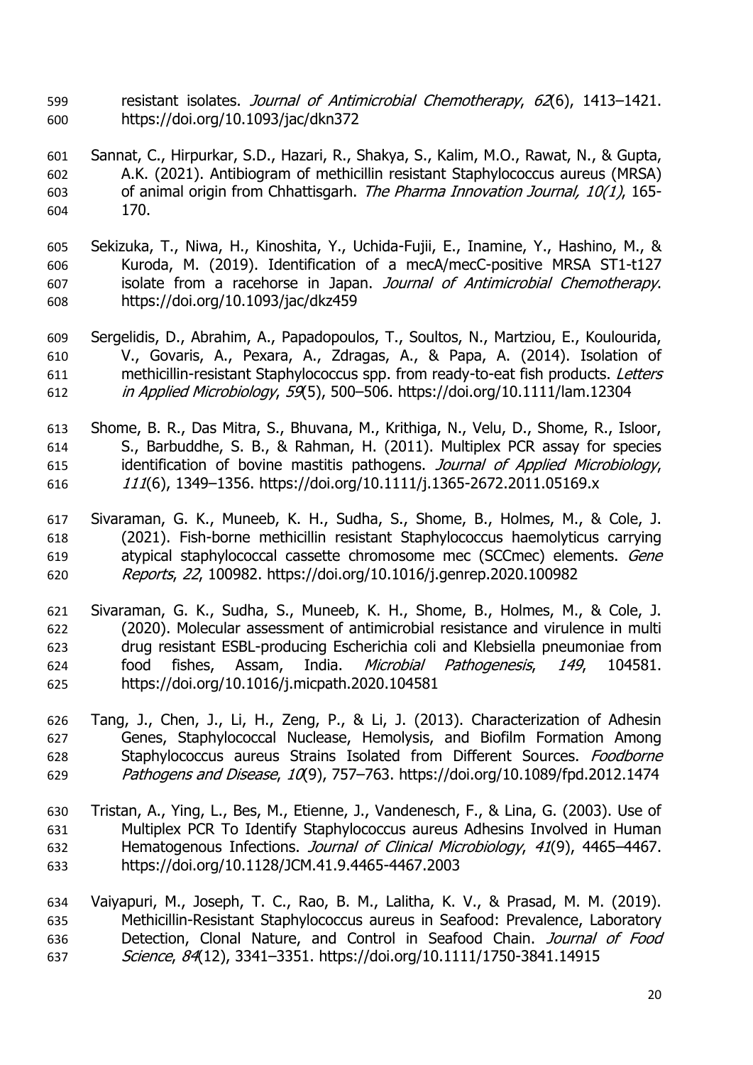resistant isolates. *Journal of Antimicrobial Chemotherapy*, *62*(6), 1413–1421. https://doi.org/10.1093/jac/dkn372

Sannat, C., Hirpurkar, S.D., Hazari, R., Shakya, S., Kalim, M.O., Rawat, N., & Gupta, A.K. (2021). Antibiogram of methicillin resistant Staphylococcus aureus (MRSA) of animal origin from Chhattisgarh. *The Pharma Innovation Journal, 10(1)*, 165-170.

Sekizuka, T., Niwa, H., Kinoshita, Y., Uchida-Fujii, E., Inamine, Y., Hashino, M., & Kuroda, M. (2019). Identification of a mecA/mecC-positive MRSA ST1-t127 isolate from a racehorse in Japan. *Journal of Antimicrobial Chemotherapy*. https://doi.org/10.1093/jac/dkz459

Sergelidis, D., Abrahim, A., Papadopoulos, T., Soultos, N., Martziou, E., Koulourida, V., Govaris, A., Pexara, A., Zdragas, A., & Papa, A. (2014). Isolation of methicillin-resistant Staphylococcus spp. from ready-to-eat fish products. *Letters in Applied Microbiology*, *59*(5), 500–506. https://doi.org/10.1111/lam.12304

Shome, B. R., Das Mitra, S., Bhuvana, M., Krithiga, N., Velu, D., Shome, R., Isloor, S., Barbuddhe, S. B., & Rahman, H. (2011). Multiplex PCR assay for species identification of bovine mastitis pathogens. *Journal of Applied Microbiology*, *111*(6), 1349–1356. https://doi.org/10.1111/j.1365-2672.2011.05169.x

Sivaraman, G. K., Muneeb, K. H., Sudha, S., Shome, B., Holmes, M., & Cole, J. (2021). Fish-borne methicillin resistant Staphylococcus haemolyticus carrying atypical staphylococcal cassette chromosome mec (SCCmec) elements. *Gene Reports*, *22*, 100982. https://doi.org/10.1016/j.genrep.2020.100982

Sivaraman, G. K., Sudha, S., Muneeb, K. H., Shome, B., Holmes, M., & Cole, J. (2020). Molecular assessment of antimicrobial resistance and virulence in multi drug resistant ESBL-producing Escherichia coli and Klebsiella pneumoniae from food fishes, Assam, India. *Microbial Pathogenesis*, *149*, 104581. https://doi.org/10.1016/j.micpath.2020.104581

Tang, J., Chen, J., Li, H., Zeng, P., & Li, J. (2013). Characterization of Adhesin Genes, Staphylococcal Nuclease, Hemolysis, and Biofilm Formation Among Staphylococcus aureus Strains Isolated from Different Sources. *Foodborne Pathogens and Disease*, *10*(9), 757–763. https://doi.org/10.1089/fpd.2012.1474

Tristan, A., Ying, L., Bes, M., Etienne, J., Vandenesch, F., & Lina, G. (2003). Use of Multiplex PCR To Identify Staphylococcus aureus Adhesins Involved in Human Hematogenous Infections. *Journal of Clinical Microbiology*, *41*(9), 4465–4467. https://doi.org/10.1128/JCM.41.9.4465-4467.2003

Vaiyapuri, M., Joseph, T. C., Rao, B. M., Lalitha, K. V., & Prasad, M. M. (2019). Methicillin-Resistant Staphylococcus aureus in Seafood: Prevalence, Laboratory Detection, Clonal Nature, and Control in Seafood Chain. *Journal of Food Science*, *84*(12), 3341–3351. https://doi.org/10.1111/1750-3841.14915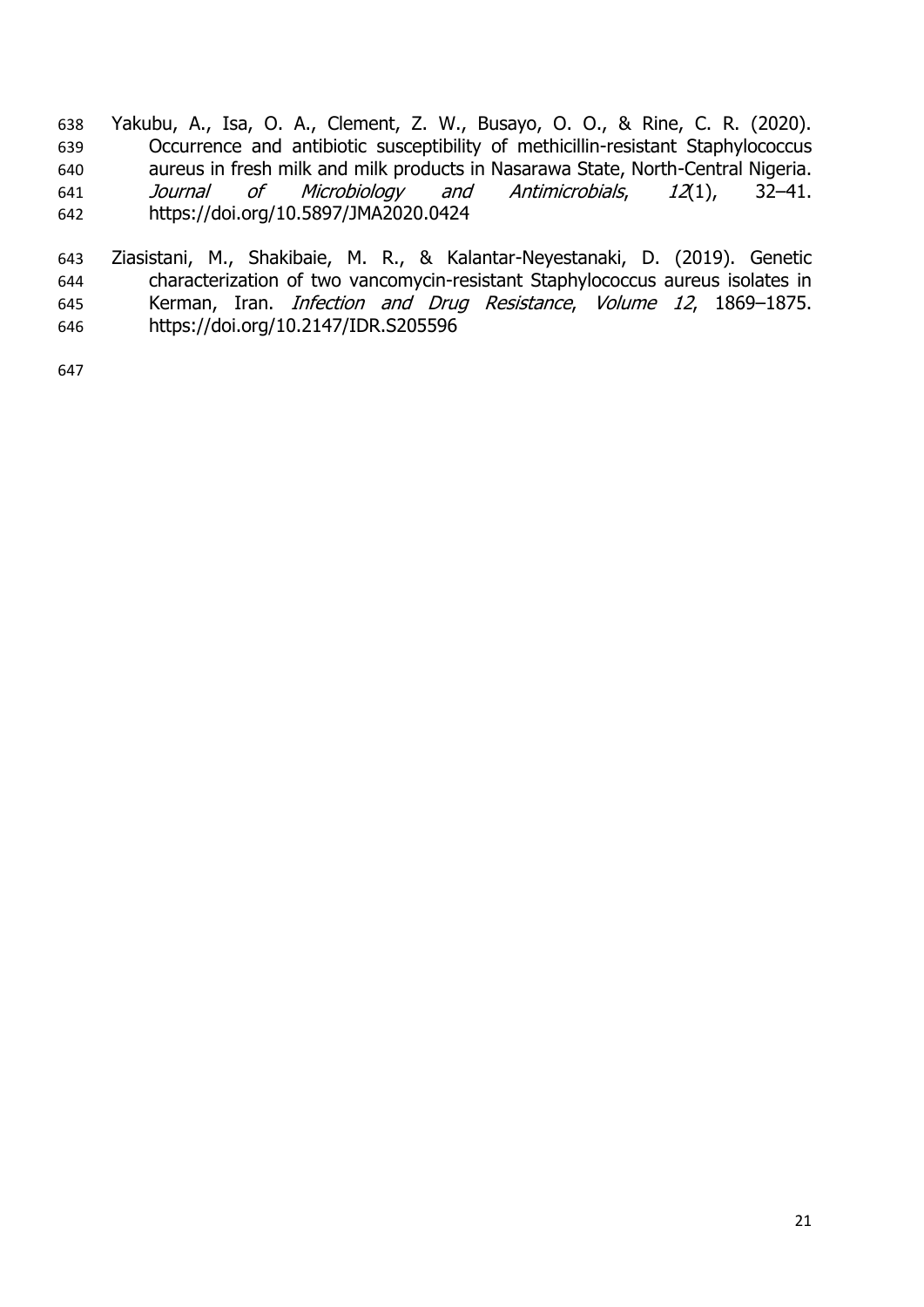Yakubu, A., Isa, O. A., Clement, Z. W., Busayo, O. O., & Rine, C. R. (2020). Occurrence and antibiotic susceptibility of methicillin-resistant Staphylococcus aureus in fresh milk and milk products in Nasarawa State, North-Central Nigeria. *Journal of Microbiology and Antimicrobials*, *12*(1), 32–41. https://doi.org/10.5897/JMA2020.0424

Ziasistani, M., Shakibaie, M. R., & Kalantar-Neyestanaki, D. (2019). Genetic characterization of two vancomycin-resistant Staphylococcus aureus isolates in Kerman, Iran. *Infection and Drug Resistance*, *Volume 12*, 1869–1875. https://doi.org/10.2147/IDR.S205596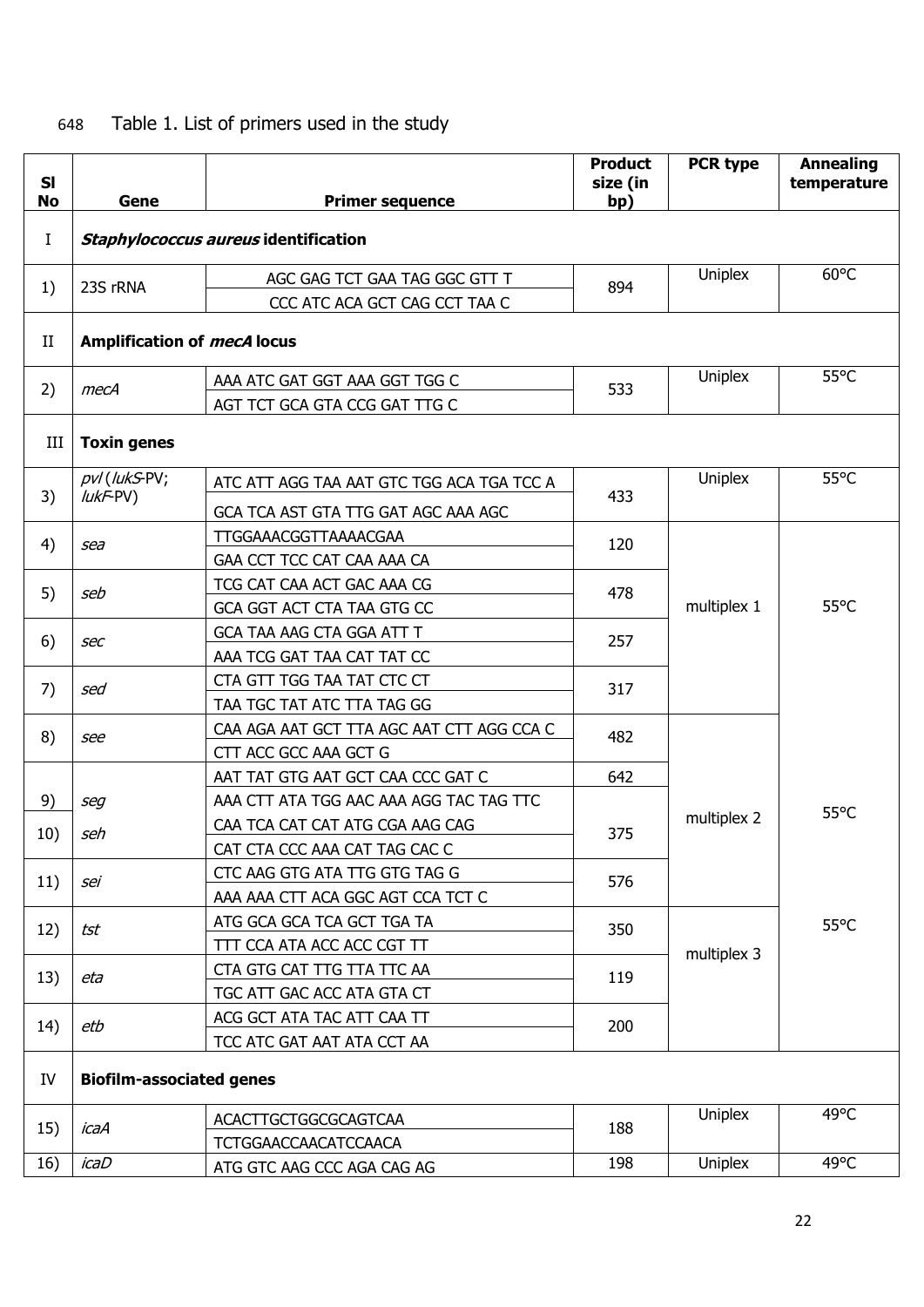Table 1. List of primers used in the study

| Sl No | Gene | Primer sequence | Product size (in bp) | PCR type | Annealing temperature |
|---|---|---|---|---|---|
| I | ***Staphylococcus aureus* identification** | | | | |
| 1) | 23S rRNA | AGC GAG TCT GAA TAG GGC GTT T | 894 | Uniplex | 60°C |
| | | CCC ATC ACA GCT CAG CCT TAA C | | | |
| II | **Amplification of *mecA* locus** | | | | |
| 2) | *mecA* | AAA ATC GAT GGT AAA GGT TGG C | 533 | Uniplex | 55°C |
| | | AGT TCT GCA GTA CCG GAT TTG C | | | |
| III | **Toxin genes** | | | | |
| 3) | *pvl* (*lukS*-PV; *lukF*-PV) | ATC ATT AGG TAA AAT GTC TGG ACA TGA TCC A | 433 | Uniplex | 55°C |
| | | GCA TCA AST GTA TTG GAT AGC AAA AGC | | | |
| 4) | *sea* | TTGGAAACGGTTAAAACGAA | 120 | multiplex 1 | 55°C |
| | | GAA CCT TCC CAT CAA AAA CA | | | |
| 5) | *seb* | TCG CAT CAA ACT GAC AAA CG | 478 | | |
| | | GCA GGT ACT CTA TAA GTG CC | | | |
| 6) | *sec* | GCA TAA AAG CTA GGA ATT T | 257 | | |
| | | AAA TCG GAT TAA CAT TAT CC | | | |
| 7) | *sed* | CTA GTT TGG TAA TAT CTC CT | 317 | | |
| | | TAA TGC TAT ATC TTA TAG GG | | | |
| 8) | *see* | CAA AGA AAT GCT TTA AGC AAT CTT AGG CCA C | 482 | multiplex 2 | 55°C |
| | | CTT ACC GCC AAA GCT G | | | |
| 9) | *seg* | AAT TAT GTG AAT GCT CAA CCC GAT C | 642 | | |
| | | AAA CTT ATA TGG AAC AAA AGG TAC TAG TTC | | | |
| 10) | *seh* | CAA TCA CAT CAT ATG CGA AAG CAG | 375 | | |
| | | CAT CTA CCC AAA CAT TAG CAC C | | | |
| 11) | *sei* | CTC AAG GTG ATA TTG GTG TAG G | 576 | | |
| | | AAA AAA CTT ACA GGC AGT CCA TCT C | | | |
| 12) | *tst* | ATG GCA GCA TCA GCT TGA TA | 350 | multiplex 3 | 55°C |
| | | TTT CCA ATA ACC ACC CGT TT | | | |
| 13) | *eta* | CTA GTG CAT TTG TTA TTC AA | 119 | | |
| | | TGC ATT GAC ACC ATA GTA CT | | | |
| 14) | *etb* | ACG GCT ATA TAC ATT CAA TT | 200 | | |
| | | TCC ATC GAT AAT ATA CCT AA | | | |
| IV | **Biofilm-associated genes** | | | | |
| 15) | *icaA* | ACACTTGCTGGCGCAGTCAA | 188 | Uniplex | 49°C |
| | | TCTGGAACCAACATCCAACA | | | |
| 16) | *icaD* | ATG GTC AAG CCC AGA CAG AG | 198 | Uniplex | 49°C |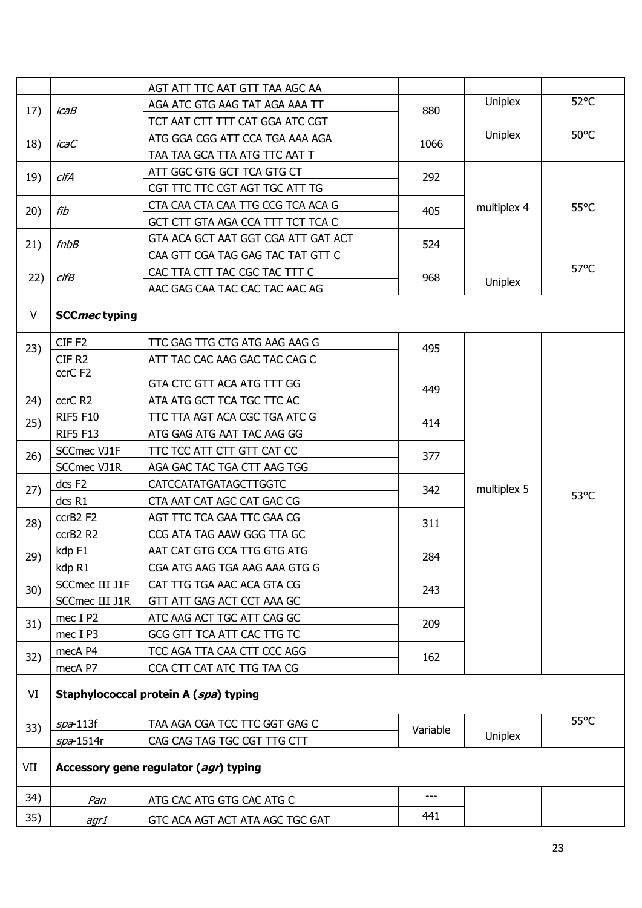|  |  | AGT ATT TTC AAT GTT TAA AGC AA |  |  |  |
|---|---|---|---|---|---|
| 17) | *icaB* | AGA ATC GTG AAG TAT AGA AAA TT | 880 | Uniplex | 52°C |
|  |  | TCT AAT CTT TTT CAT GGA ATC CGT |  |  |  |
| 18) | *icaC* | ATG GGA CGG ATT CCA TGA AAA AGA | 1066 | Uniplex | 50°C |
|  |  | TAA TAA GCA TTA ATG TTC AAT T |  |  |  |
| 19) | *clfA* | ATT GGC GTG GCT TCA GTG CT | 292 | multiplex 4 | 55°C |
|  |  | CGT TTC TTC CGT AGT TGC ATT TG |  |  |  |
| 20) | *fib* | CTA CAA CTA CAA TTG CCG TCA ACA G | 405 |  |  |
|  |  | GCT CTT GTA AGA CCA TTT TCT TCA C |  |  |  |
| 21) | *fnbB* | GTA ACA GCT AAT GGT CGA ATT GAT ACT | 524 |  |  |
|  |  | CAA GTT CGA TAG GAG TAC TAT GTT C |  |  |  |
| 22) | *clfB* | CAC TTA CTT TAC CGC TAC TTT C | 968 | Uniplex | 57°C |
|  |  | AAC GAG CAA TAC CAC TAC AAC AG |  |  |  |
| V | **SCC*mec* typing** |  |  |  |  |
| 23) | CIF F2 | TTC GAG TTG CTG ATG AAG AAG G | 495 | multiplex 5 | 53°C |
|  | CIF R2 | ATT TAC CAC AAG GAC TAC CAG C |  |  |  |
| 24) | ccrC F2 | GTA CTC GTT ACA ATG TTT GG | 449 |  |  |
|  | ccrC R2 | ATA ATG GCT TCA TGC TTC AC |  |  |  |
| 25) | RIF5 F10 | TTC TTA AGT ACA CGC TGA ATC G | 414 |  |  |
|  | RIF5 F13 | ATG GAG ATG AAT TAC AAG GG |  |  |  |
| 26) | SCCmec VJ1F | TTC TCC ATT CTT GTT CAT CC | 377 |  |  |
|  | SCCmec VJ1R | AGA GAC TAC TGA CTT AAG TGG |  |  |  |
| 27) | dcs F2 | CATCCATATGATAGCTTGGTC | 342 |  |  |
|  | dcs R1 | CTA AAT CAT AGC CAT GAC CG |  |  |  |
| 28) | ccrB2 F2 | AGT TTC TCA GAA TTC GAA CG | 311 |  |  |
|  | ccrB2 R2 | CCG ATA TAG AAW GGG TTA GC |  |  |  |
| 29) | kdp F1 | AAT CAT GTG CCA TTG GTG ATG | 284 |  |  |
|  | kdp R1 | CGA ATG AAG TGA AAG AAA GTG G |  |  |  |
| 30) | SCCmec III J1F | CAT TTG TGA AAC ACA GTA CG | 243 |  |  |
|  | SCCmec III J1R | GTT ATT GAG ACT CCT AAA GC |  |  |  |
| 31) | mec I P2 | ATC AAG ACT TGC ATT CAG GC | 209 |  |  |
|  | mec I P3 | GCG GTT TCA ATT CAC TTG TC |  |  |  |
| 32) | mecA P4 | TCC AGA TTA CAA CTT CCC AGG | 162 |  |  |
|  | mecA P7 | CCA CTT CAT ATC TTG TAA CG |  |  |  |
| VI | **Staphylococcal protein A (*spa*) typing** |  |  |  |  |
| 33) | *spa*-113f | TAA AGA CGA TCC TTC GGT GAG C | Variable | Uniplex | 55°C |
|  | *spa*-1514r | CAG CAG TAG TGC CGT TTG CTT |  |  |  |
| VII | **Accessory gene regulator (*agr*) typing** |  |  |  |  |
| 34) | *Pan* | ATG CAC ATG GTG CAC ATG C | --- |  |  |
| 35) | *agr1* | GTC ACA AGT ACT ATA AGC TGC GAT | 441 |  |  |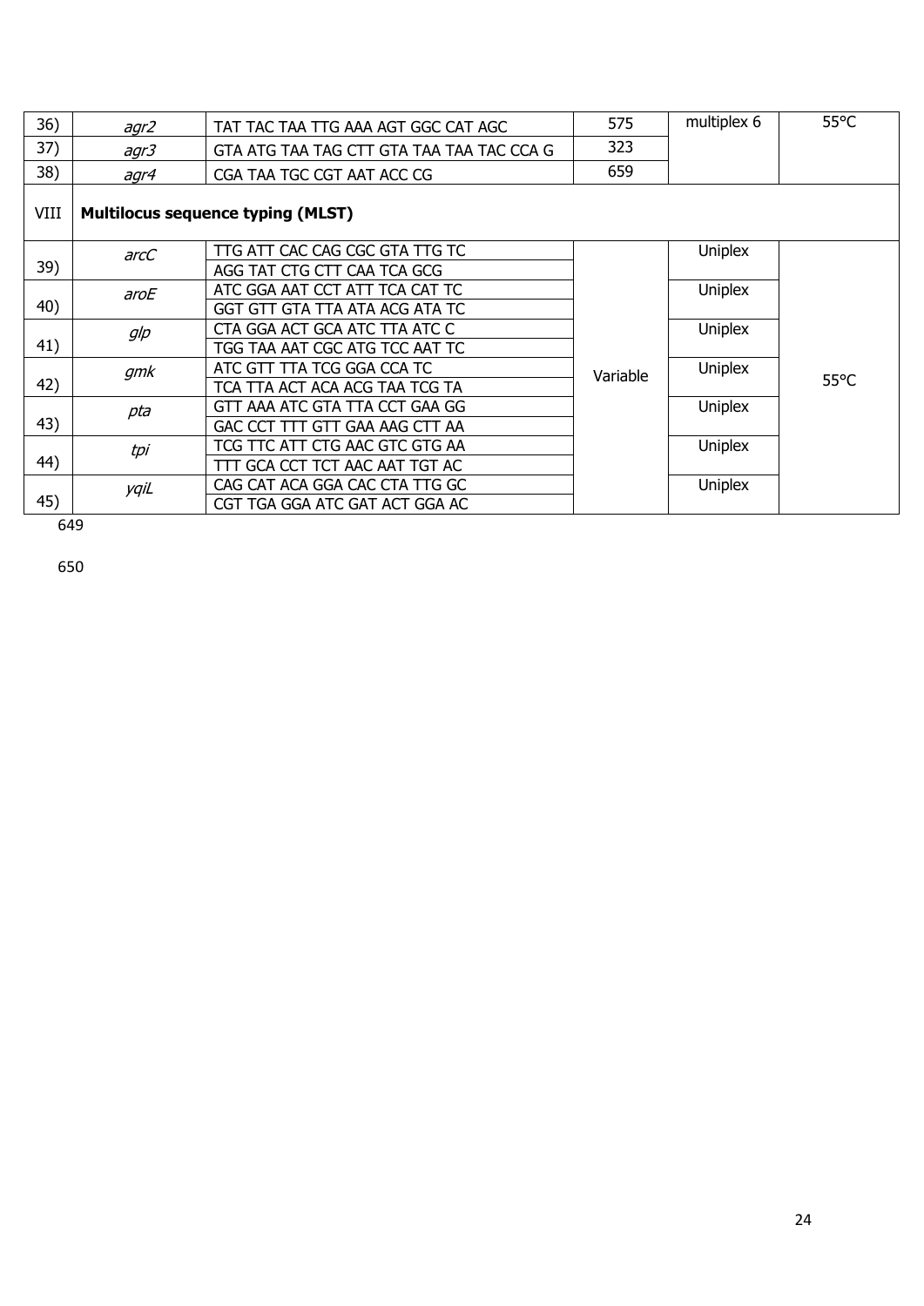| | | | | | |
|---|---|---|---|---|---|
| 36) | *agr2* | TAT TAC TAA TTG AAA AGT GGC CAT AGC | 575 | multiplex 6 | 55°C |
| 37) | *agr3* | GTA ATG TAA TAG CTT GTA TAA TAA TAC CCA G | 323 | | |
| 38) | *agr4* | CGA TAA TGC CGT AAT ACC CG | 659 | | |
| VIII | **Multilocus sequence typing (MLST)** | | | | |
| 39) | *arcC* | TTG ATT CAC CAG CGC GTA TTG TC | Variable | Uniplex | 55°C |
| | | AGG TAT CTG CTT CAA TCA GCG | | | |
| 40) | *aroE* | ATC GGA AAT CCT ATT TCA CAT TC | | Uniplex | |
| | | GGT GTT GTA TTA ATA ACG ATA TC | | | |
| 41) | *glp* | CTA GGA ACT GCA ATC TTA ATC C | | Uniplex | |
| | | TGG TAA AAT CGC ATG TCC AAT TC | | | |
| 42) | *gmk* | ATC GTT TTA TCG GGA CCA TC | | Uniplex | |
| | | TCA TTA ACT ACA ACG TAA TCG TA | | | |
| 43) | *pta* | GTT AAA ATC GTA TTA CCT GAA GG | | Uniplex | |
| | | GAC CCT TTT GTT GAA AAG CTT AA | | | |
| 44) | *tpi* | TCG TTC ATT CTG AAC GTC GTG AA | | Uniplex | |
| | | TTT GCA CCT TCT AAC AAT TGT AC | | | |
| 45) | *yqiL* | CAG CAT ACA GGA CAC CTA TTG GC | | Uniplex | |
| | | CGT TGA GGA ATC GAT ACT GGA AC | | | |

649

650